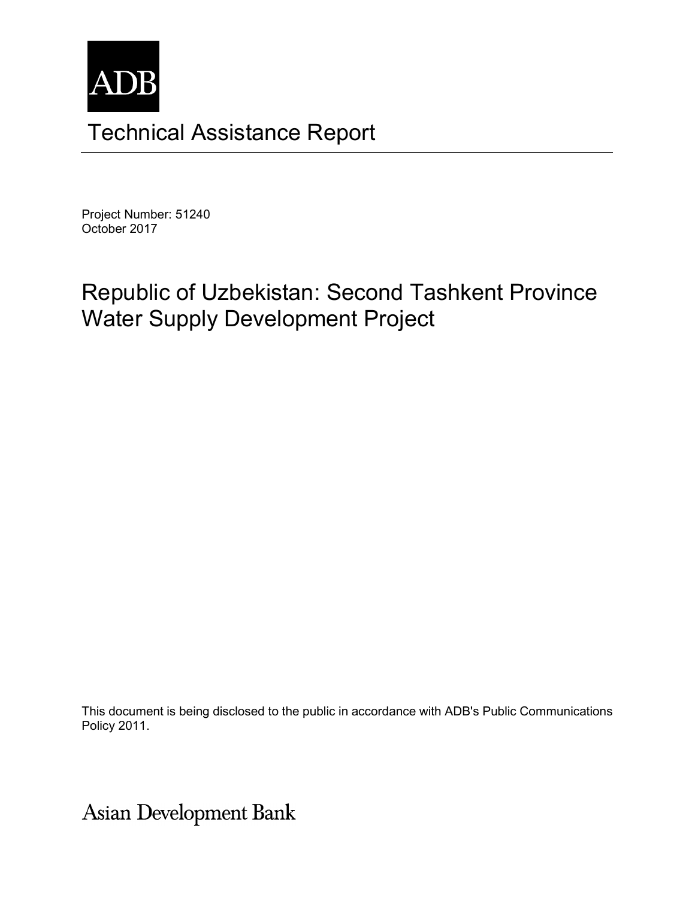ADB

# Technical Assistance Report

Project Number: 51240
October 2017

## Republic of Uzbekistan: Second Tashkent Province Water Supply Development Project

This document is being disclosed to the public in accordance with ADB's Public Communications Policy 2011.

Asian Development Bank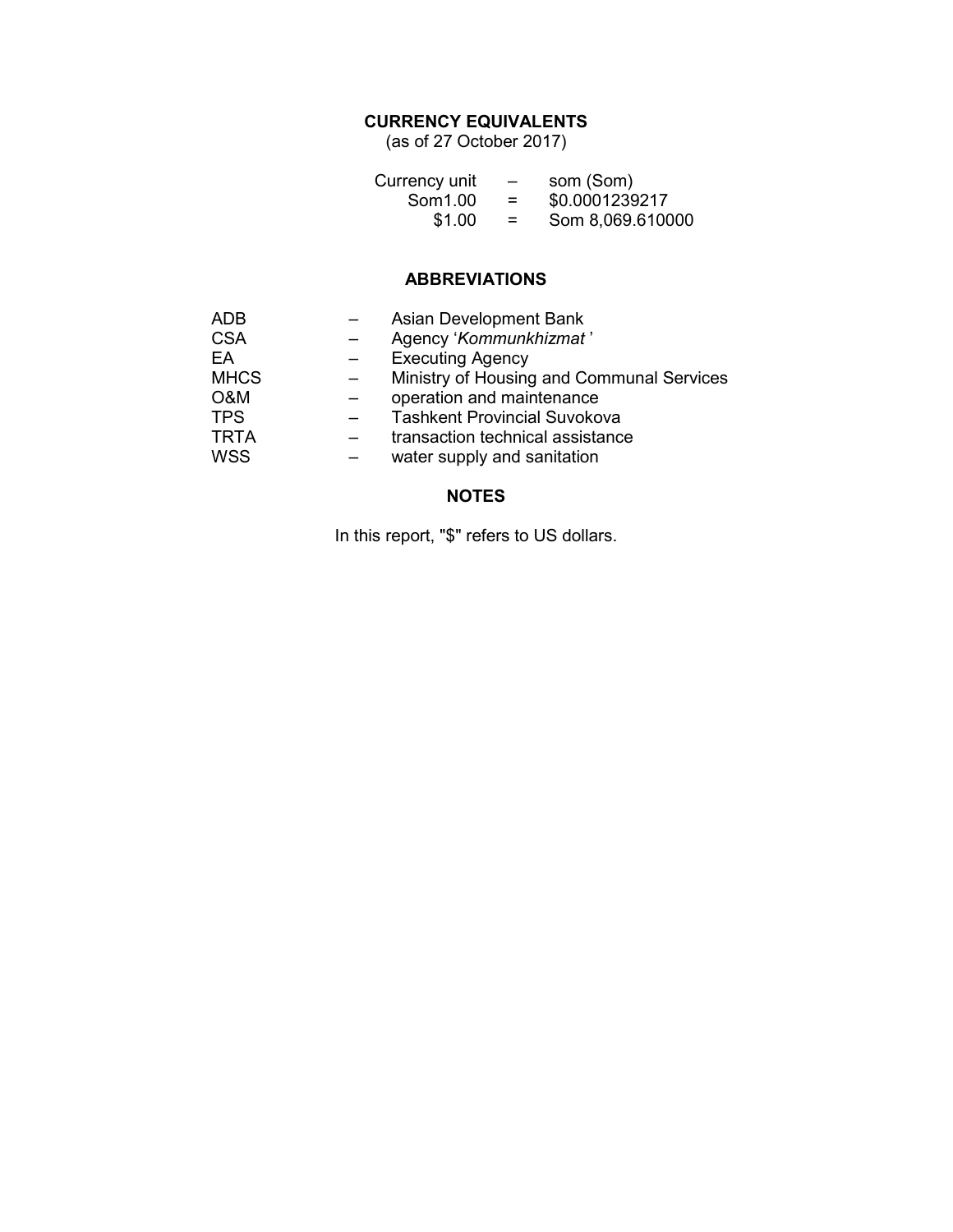## CURRENCY EQUIVALENTS

(as of 27 October 2017)

| | | |
|---|---|---|
| Currency unit | – | som (Som) |
| Som1.00 | = | $0.0001239217 |
| $1.00 | = | Som 8,069.610000 |

## ABBREVIATIONS

| | | |
|---|---|---|
| ADB | – | Asian Development Bank |
| CSA | – | Agency '*Kommunkhizmat* ' |
| EA | – | Executing Agency |
| MHCS | – | Ministry of Housing and Communal Services |
| O&M | – | operation and maintenance |
| TPS | – | Tashkent Provincial Suvokova |
| TRTA | – | transaction technical assistance |
| WSS | – | water supply and sanitation |

## NOTES

In this report, "$" refers to US dollars.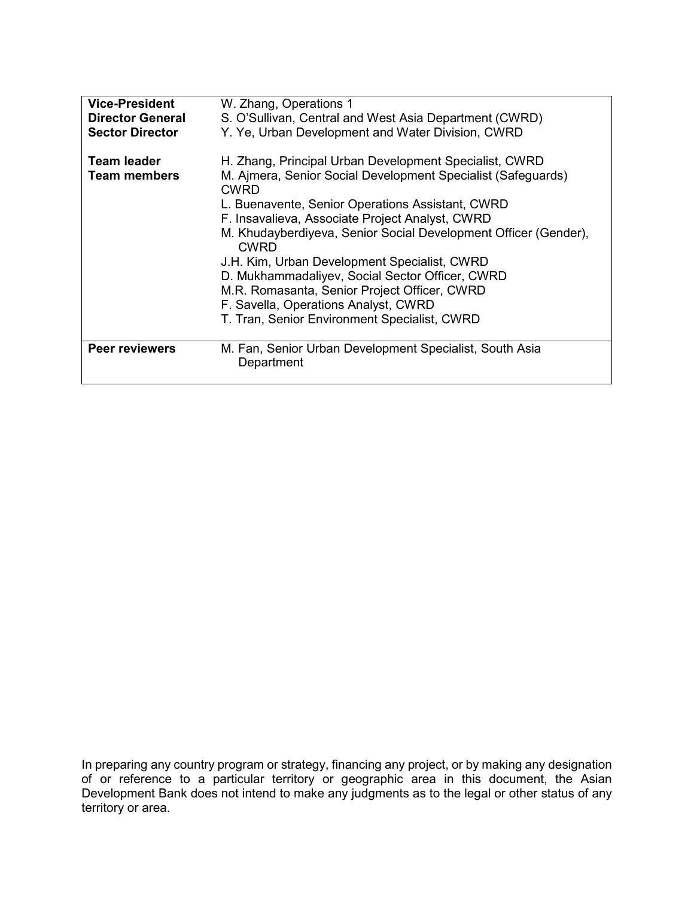| | |
|---|---|
| **Vice-President** | W. Zhang, Operations 1 |
| **Director General** | S. O'Sullivan, Central and West Asia Department (CWRD) |
| **Sector Director** | Y. Ye, Urban Development and Water Division, CWRD |
| **Team leader** | H. Zhang, Principal Urban Development Specialist, CWRD |
| **Team members** | M. Ajmera, Senior Social Development Specialist (Safeguards) CWRD<br>L. Buenavente, Senior Operations Assistant, CWRD<br>F. Insavalieva, Associate Project Analyst, CWRD<br>M. Khudayberdiyeva, Senior Social Development Officer (Gender), CWRD<br>J.H. Kim, Urban Development Specialist, CWRD<br>D. Mukhammadaliyev, Social Sector Officer, CWRD<br>M.R. Romasanta, Senior Project Officer, CWRD<br>F. Savella, Operations Analyst, CWRD<br>T. Tran, Senior Environment Specialist, CWRD |
| **Peer reviewers** | M. Fan, Senior Urban Development Specialist, South Asia Department |

In preparing any country program or strategy, financing any project, or by making any designation of or reference to a particular territory or geographic area in this document, the Asian Development Bank does not intend to make any judgments as to the legal or other status of any territory or area.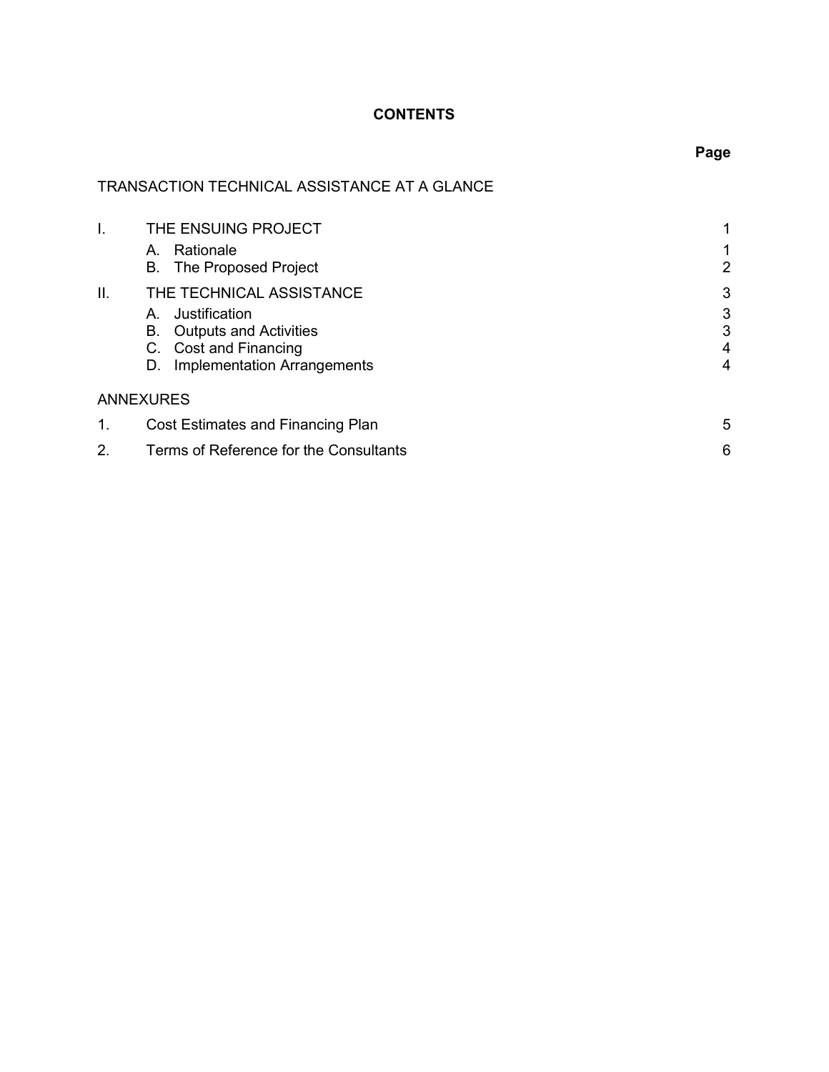# CONTENTS

| | | Page |
|---|---|---|
| TRANSACTION TECHNICAL ASSISTANCE AT A GLANCE | | |
| I. | THE ENSUING PROJECT | 1 |
| | A. Rationale | 1 |
| | B. The Proposed Project | 2 |
| II. | THE TECHNICAL ASSISTANCE | 3 |
| | A. Justification | 3 |
| | B. Outputs and Activities | 3 |
| | C. Cost and Financing | 4 |
| | D. Implementation Arrangements | 4 |
| ANNEXURES | | |
| 1. | Cost Estimates and Financing Plan | 5 |
| 2. | Terms of Reference for the Consultants | 6 |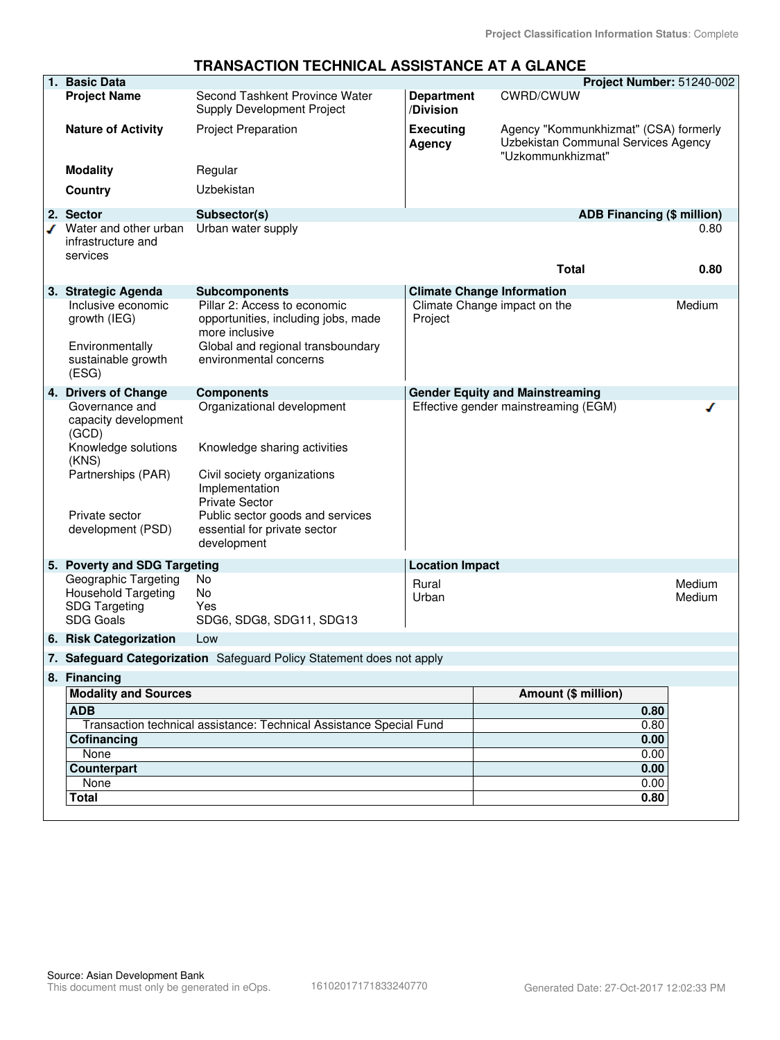Project Classification Information Status: Complete

# TRANSACTION TECHNICAL ASSISTANCE AT A GLANCE

| **1. Basic Data** | | | **Project Number:** 51240-002 |
|---|---|---|---|
| **Project Name** | Second Tashkent Province Water Supply Development Project | **Department /Division** | CWRD/CWUW |
| **Nature of Activity** | Project Preparation | **Executing Agency** | Agency "Kommunkhizmat" (CSA) formerly Uzbekistan Communal Services Agency "Uzkommunkhizmat" |
| **Modality** | Regular | | |
| **Country** | Uzbekistan | | |

| **2. Sector** | **Subsector(s)** | **ADB Financing ($ million)** |
|---|---|---|
| ✓ Water and other urban infrastructure and services | Urban water supply | 0.80 |
| | **Total** | **0.80** |

| **3. Strategic Agenda** | **Subcomponents** | **Climate Change Information** | |
|---|---|---|---|
| Inclusive economic growth (IEG) | Pillar 2: Access to economic opportunities, including jobs, made more inclusive | Climate Change impact on the Project | Medium |
| Environmentally sustainable growth (ESG) | Global and regional transboundary environmental concerns | | |

| **4. Drivers of Change** | **Components** | **Gender Equity and Mainstreaming** | |
|---|---|---|---|
| Governance and capacity development (GCD) | Organizational development | Effective gender mainstreaming (EGM) | ✓ |
| Knowledge solutions (KNS) | Knowledge sharing activities | | |
| Partnerships (PAR) | Civil society organizations<br>Implementation<br>Private Sector | | |
| Private sector development (PSD) | Public sector goods and services essential for private sector development | | |

| **5. Poverty and SDG Targeting** | | **Location Impact** | |
|---|---|---|---|
| Geographic Targeting | No | Rural | Medium |
| Household Targeting | No | Urban | Medium |
| SDG Targeting | Yes | | |
| SDG Goals | SDG6, SDG8, SDG11, SDG13 | | |

**6. Risk Categorization** Low

**7. Safeguard Categorization** Safeguard Policy Statement does not apply

**8. Financing**

| **Modality and Sources** | **Amount ($ million)** |
|---|---|
| **ADB** | **0.80** |
| Transaction technical assistance: Technical Assistance Special Fund | 0.80 |
| **Cofinancing** | **0.00** |
| None | 0.00 |
| **Counterpart** | **0.00** |
| None | 0.00 |
| **Total** | **0.80** |

Source: Asian Development Bank
This document must only be generated in eOps. 16102017171833240770 Generated Date: 27-Oct-2017 12:02:33 PM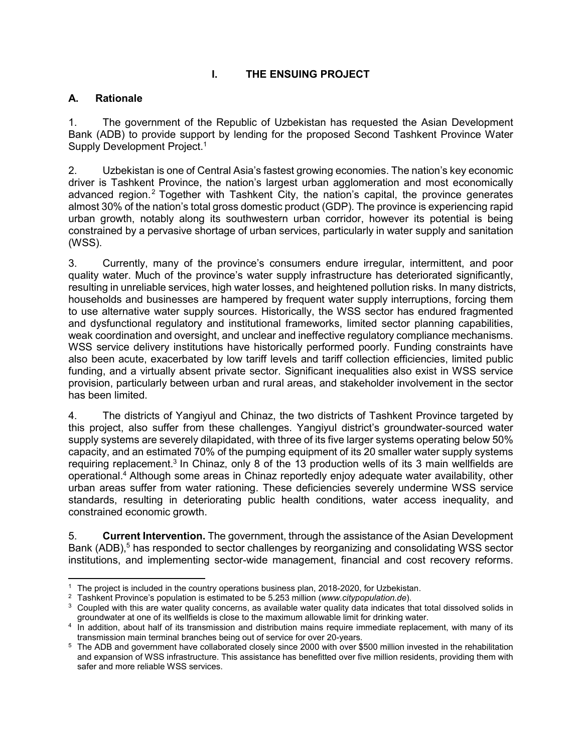# I. THE ENSUING PROJECT

## A. Rationale

1. The government of the Republic of Uzbekistan has requested the Asian Development Bank (ADB) to provide support by lending for the proposed Second Tashkent Province Water Supply Development Project.[1]

2. Uzbekistan is one of Central Asia's fastest growing economies. The nation's key economic driver is Tashkent Province, the nation's largest urban agglomeration and most economically advanced region.[2] Together with Tashkent City, the nation's capital, the province generates almost 30% of the nation's total gross domestic product (GDP). The province is experiencing rapid urban growth, notably along its southwestern urban corridor, however its potential is being constrained by a pervasive shortage of urban services, particularly in water supply and sanitation (WSS).

3. Currently, many of the province's consumers endure irregular, intermittent, and poor quality water. Much of the province's water supply infrastructure has deteriorated significantly, resulting in unreliable services, high water losses, and heightened pollution risks. In many districts, households and businesses are hampered by frequent water supply interruptions, forcing them to use alternative water supply sources. Historically, the WSS sector has endured fragmented and dysfunctional regulatory and institutional frameworks, limited sector planning capabilities, weak coordination and oversight, and unclear and ineffective regulatory compliance mechanisms. WSS service delivery institutions have historically performed poorly. Funding constraints have also been acute, exacerbated by low tariff levels and tariff collection efficiencies, limited public funding, and a virtually absent private sector. Significant inequalities also exist in WSS service provision, particularly between urban and rural areas, and stakeholder involvement in the sector has been limited.

4. The districts of Yangiyul and Chinaz, the two districts of Tashkent Province targeted by this project, also suffer from these challenges. Yangiyul district's groundwater-sourced water supply systems are severely dilapidated, with three of its five larger systems operating below 50% capacity, and an estimated 70% of the pumping equipment of its 20 smaller water supply systems requiring replacement.[3] In Chinaz, only 8 of the 13 production wells of its 3 main wellfields are operational.[4] Although some areas in Chinaz reportedly enjoy adequate water availability, other urban areas suffer from water rationing. These deficiencies severely undermine WSS service standards, resulting in deteriorating public health conditions, water access inequality, and constrained economic growth.

5. **Current Intervention.** The government, through the assistance of the Asian Development Bank (ADB),[5] has responded to sector challenges by reorganizing and consolidating WSS sector institutions, and implementing sector-wide management, financial and cost recovery reforms.

---

[1] The project is included in the country operations business plan, 2018-2020, for Uzbekistan.

[2] Tashkent Province's population is estimated to be 5.253 million (*www.citypopulation.de*).

[3] Coupled with this are water quality concerns, as available water quality data indicates that total dissolved solids in groundwater at one of its wellfields is close to the maximum allowable limit for drinking water.

[4] In addition, about half of its transmission and distribution mains require immediate replacement, with many of its transmission main terminal branches being out of service for over 20-years.

[5] The ADB and government have collaborated closely since 2000 with over $500 million invested in the rehabilitation and expansion of WSS infrastructure. This assistance has benefitted over five million residents, providing them with safer and more reliable WSS services.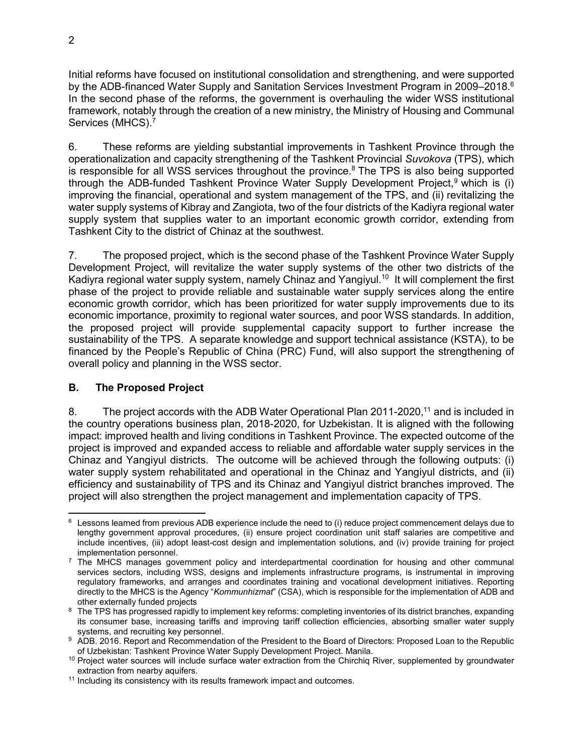Initial reforms have focused on institutional consolidation and strengthening, and were supported by the ADB-financed Water Supply and Sanitation Services Investment Program in 2009–2018.[6] In the second phase of the reforms, the government is overhauling the wider WSS institutional framework, notably through the creation of a new ministry, the Ministry of Housing and Communal Services (MHCS).[7]

6. These reforms are yielding substantial improvements in Tashkent Province through the operationalization and capacity strengthening of the Tashkent Provincial *Suvokova* (TPS), which is responsible for all WSS services throughout the province.[8] The TPS is also being supported through the ADB-funded Tashkent Province Water Supply Development Project,[9] which is (i) improving the financial, operational and system management of the TPS, and (ii) revitalizing the water supply systems of Kibray and Zangiota, two of the four districts of the Kadiyra regional water supply system that supplies water to an important economic growth corridor, extending from Tashkent City to the district of Chinaz at the southwest.

7. The proposed project, which is the second phase of the Tashkent Province Water Supply Development Project, will revitalize the water supply systems of the other two districts of the Kadiyra regional water supply system, namely Chinaz and Yangiyul.[10] It will complement the first phase of the project to provide reliable and sustainable water supply services along the entire economic growth corridor, which has been prioritized for water supply improvements due to its economic importance, proximity to regional water sources, and poor WSS standards. In addition, the proposed project will provide supplemental capacity support to further increase the sustainability of the TPS. A separate knowledge and support technical assistance (KSTA), to be financed by the People's Republic of China (PRC) Fund, will also support the strengthening of overall policy and planning in the WSS sector.

## B. The Proposed Project

8. The project accords with the ADB Water Operational Plan 2011-2020,[11] and is included in the country operations business plan, 2018-2020, for Uzbekistan. It is aligned with the following impact: improved health and living conditions in Tashkent Province. The expected outcome of the project is improved and expanded access to reliable and affordable water supply services in the Chinaz and Yangiyul districts. The outcome will be achieved through the following outputs: (i) water supply system rehabilitated and operational in the Chinaz and Yangiyul districts, and (ii) efficiency and sustainability of TPS and its Chinaz and Yangiyul district branches improved. The project will also strengthen the project management and implementation capacity of TPS.

---

[6] Lessons learned from previous ADB experience include the need to (i) reduce project commencement delays due to lengthy government approval procedures, (ii) ensure project coordination unit staff salaries are competitive and include incentives, (iii) adopt least-cost design and implementation solutions, and (iv) provide training for project implementation personnel.

[7] The MHCS manages government policy and interdepartmental coordination for housing and other communal services sectors, including WSS, designs and implements infrastructure programs, is instrumental in improving regulatory frameworks, and arranges and coordinates training and vocational development initiatives. Reporting directly to the MHCS is the Agency "*Kommunhizmat*" (CSA), which is responsible for the implementation of ADB and other externally funded projects

[8] The TPS has progressed rapidly to implement key reforms: completing inventories of its district branches, expanding its consumer base, increasing tariffs and improving tariff collection efficiencies, absorbing smaller water supply systems, and recruiting key personnel.

[9] ADB. 2016. Report and Recommendation of the President to the Board of Directors: Proposed Loan to the Republic of Uzbekistan: Tashkent Province Water Supply Development Project. Manila.

[10] Project water sources will include surface water extraction from the Chirchiq River, supplemented by groundwater extraction from nearby aquifers.

[11] Including its consistency with its results framework impact and outcomes.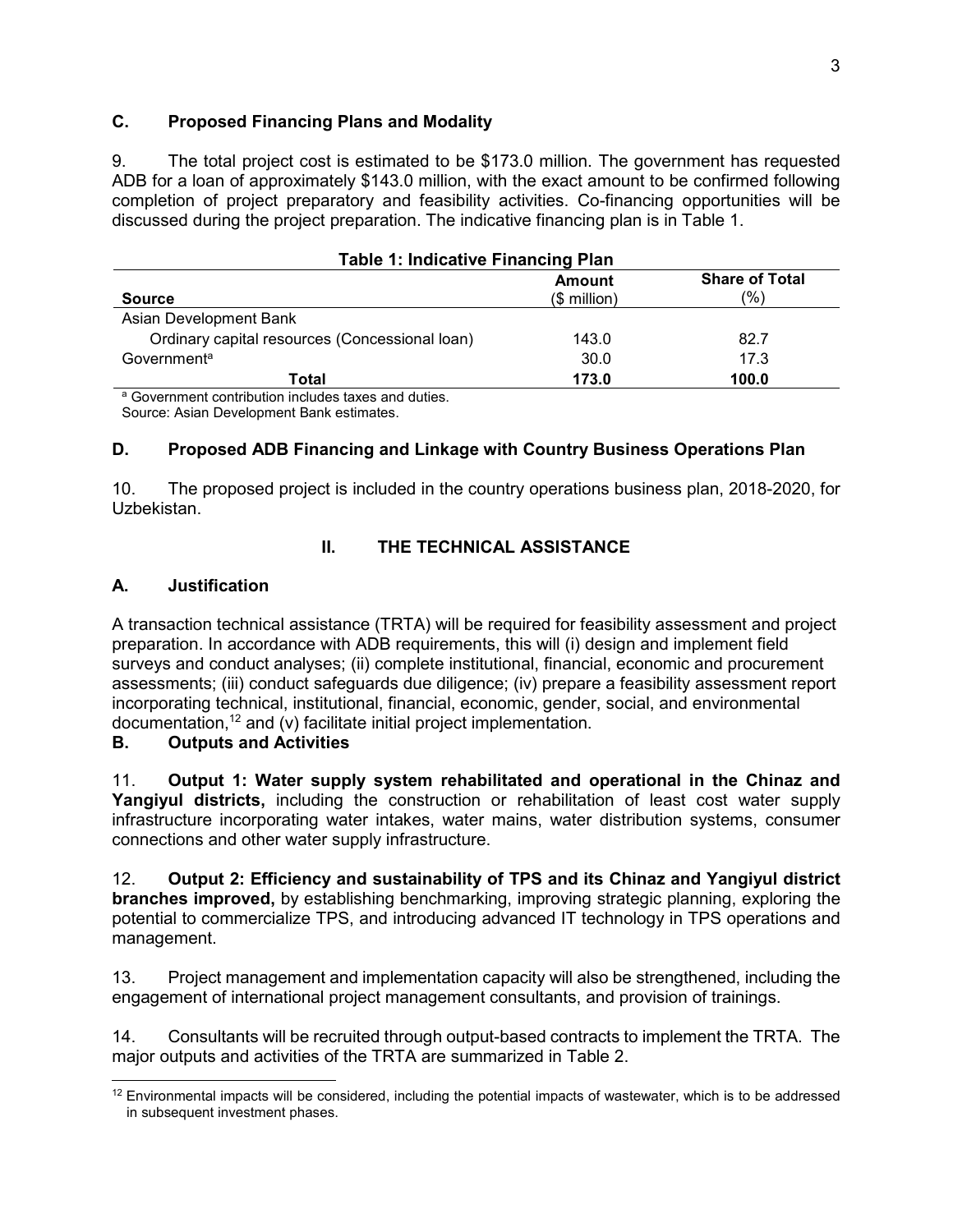### C. Proposed Financing Plans and Modality

9. The total project cost is estimated to be $173.0 million. The government has requested ADB for a loan of approximately $143.0 million, with the exact amount to be confirmed following completion of project preparatory and feasibility activities. Co-financing opportunities will be discussed during the project preparation. The indicative financing plan is in Table 1.

**Table 1: Indicative Financing Plan**

| Source | Amount ($ million) | Share of Total (%) |
|---|---|---|
| Asian Development Bank | | |
| Ordinary capital resources (Concessional loan) | 143.0 | 82.7 |
| Government[a] | 30.0 | 17.3 |
| **Total** | **173.0** | **100.0** |

[a] Government contribution includes taxes and duties.
Source: Asian Development Bank estimates.

### D. Proposed ADB Financing and Linkage with Country Business Operations Plan

10. The proposed project is included in the country operations business plan, 2018-2020, for Uzbekistan.

## II. THE TECHNICAL ASSISTANCE

### A. Justification

A transaction technical assistance (TRTA) will be required for feasibility assessment and project preparation. In accordance with ADB requirements, this will (i) design and implement field surveys and conduct analyses; (ii) complete institutional, financial, economic and procurement assessments; (iii) conduct safeguards due diligence; (iv) prepare a feasibility assessment report incorporating technical, institutional, financial, economic, gender, social, and environmental documentation,[12] and (v) facilitate initial project implementation.

### B. Outputs and Activities

11. **Output 1: Water supply system rehabilitated and operational in the Chinaz and Yangiyul districts,** including the construction or rehabilitation of least cost water supply infrastructure incorporating water intakes, water mains, water distribution systems, consumer connections and other water supply infrastructure.

12. **Output 2: Efficiency and sustainability of TPS and its Chinaz and Yangiyul district branches improved,** by establishing benchmarking, improving strategic planning, exploring the potential to commercialize TPS, and introducing advanced IT technology in TPS operations and management.

13. Project management and implementation capacity will also be strengthened, including the engagement of international project management consultants, and provision of trainings.

14. Consultants will be recruited through output-based contracts to implement the TRTA. The major outputs and activities of the TRTA are summarized in Table 2.

[12] Environmental impacts will be considered, including the potential impacts of wastewater, which is to be addressed in subsequent investment phases.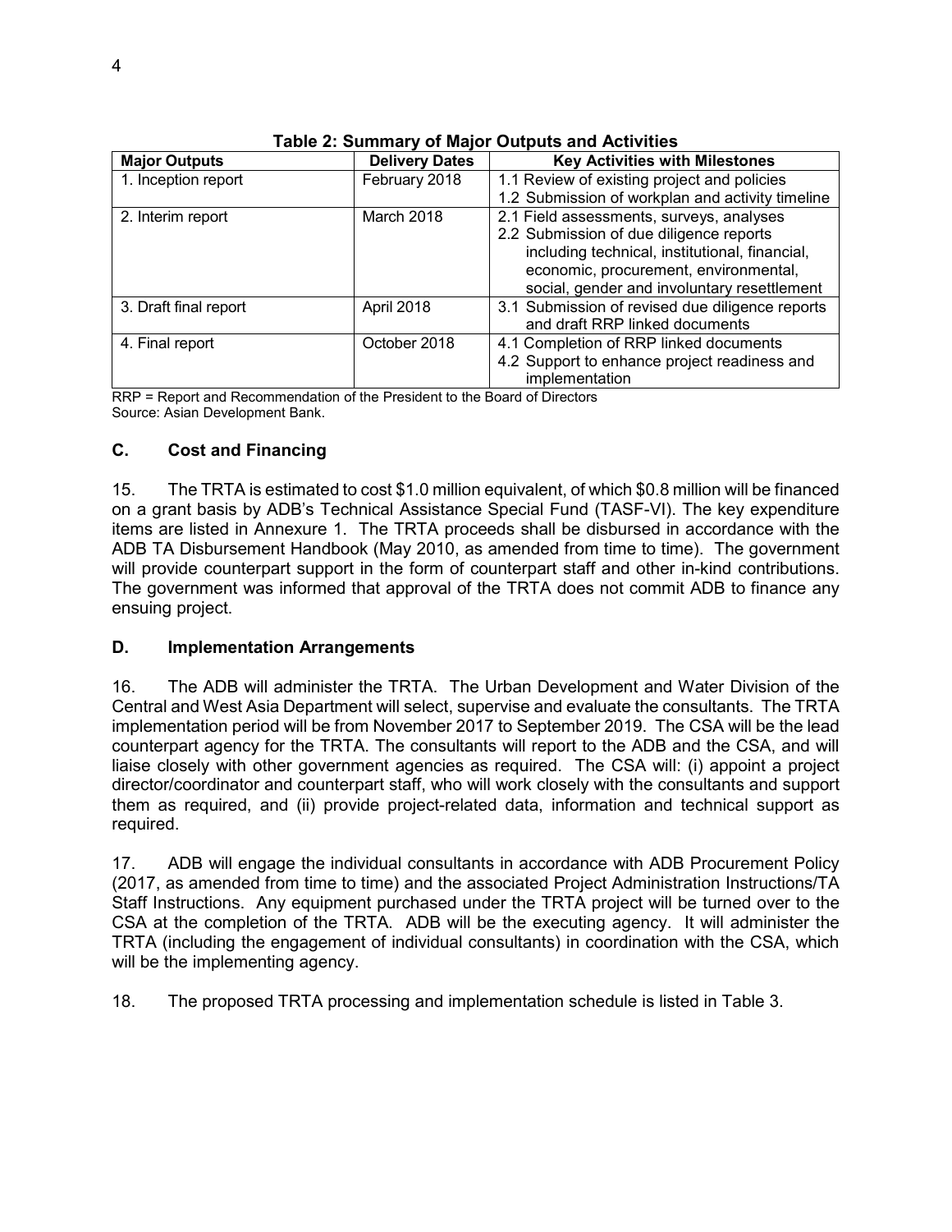**Table 2: Summary of Major Outputs and Activities**

| Major Outputs | Delivery Dates | Key Activities with Milestones |
|---|---|---|
| 1. Inception report | February 2018 | 1.1 Review of existing project and policies<br>1.2 Submission of workplan and activity timeline |
| 2. Interim report | March 2018 | 2.1 Field assessments, surveys, analyses<br>2.2 Submission of due diligence reports including technical, institutional, financial, economic, procurement, environmental, social, gender and involuntary resettlement |
| 3. Draft final report | April 2018 | 3.1 Submission of revised due diligence reports and draft RRP linked documents |
| 4. Final report | October 2018 | 4.1 Completion of RRP linked documents<br>4.2 Support to enhance project readiness and implementation |

RRP = Report and Recommendation of the President to the Board of Directors
Source: Asian Development Bank.

### C. Cost and Financing

15. The TRTA is estimated to cost $1.0 million equivalent, of which $0.8 million will be financed on a grant basis by ADB's Technical Assistance Special Fund (TASF-VI). The key expenditure items are listed in Annexure 1. The TRTA proceeds shall be disbursed in accordance with the ADB TA Disbursement Handbook (May 2010, as amended from time to time). The government will provide counterpart support in the form of counterpart staff and other in-kind contributions. The government was informed that approval of the TRTA does not commit ADB to finance any ensuing project.

### D. Implementation Arrangements

16. The ADB will administer the TRTA. The Urban Development and Water Division of the Central and West Asia Department will select, supervise and evaluate the consultants. The TRTA implementation period will be from November 2017 to September 2019. The CSA will be the lead counterpart agency for the TRTA. The consultants will report to the ADB and the CSA, and will liaise closely with other government agencies as required. The CSA will: (i) appoint a project director/coordinator and counterpart staff, who will work closely with the consultants and support them as required, and (ii) provide project-related data, information and technical support as required.

17. ADB will engage the individual consultants in accordance with ADB Procurement Policy (2017, as amended from time to time) and the associated Project Administration Instructions/TA Staff Instructions. Any equipment purchased under the TRTA project will be turned over to the CSA at the completion of the TRTA. ADB will be the executing agency. It will administer the TRTA (including the engagement of individual consultants) in coordination with the CSA, which will be the implementing agency.

18. The proposed TRTA processing and implementation schedule is listed in Table 3.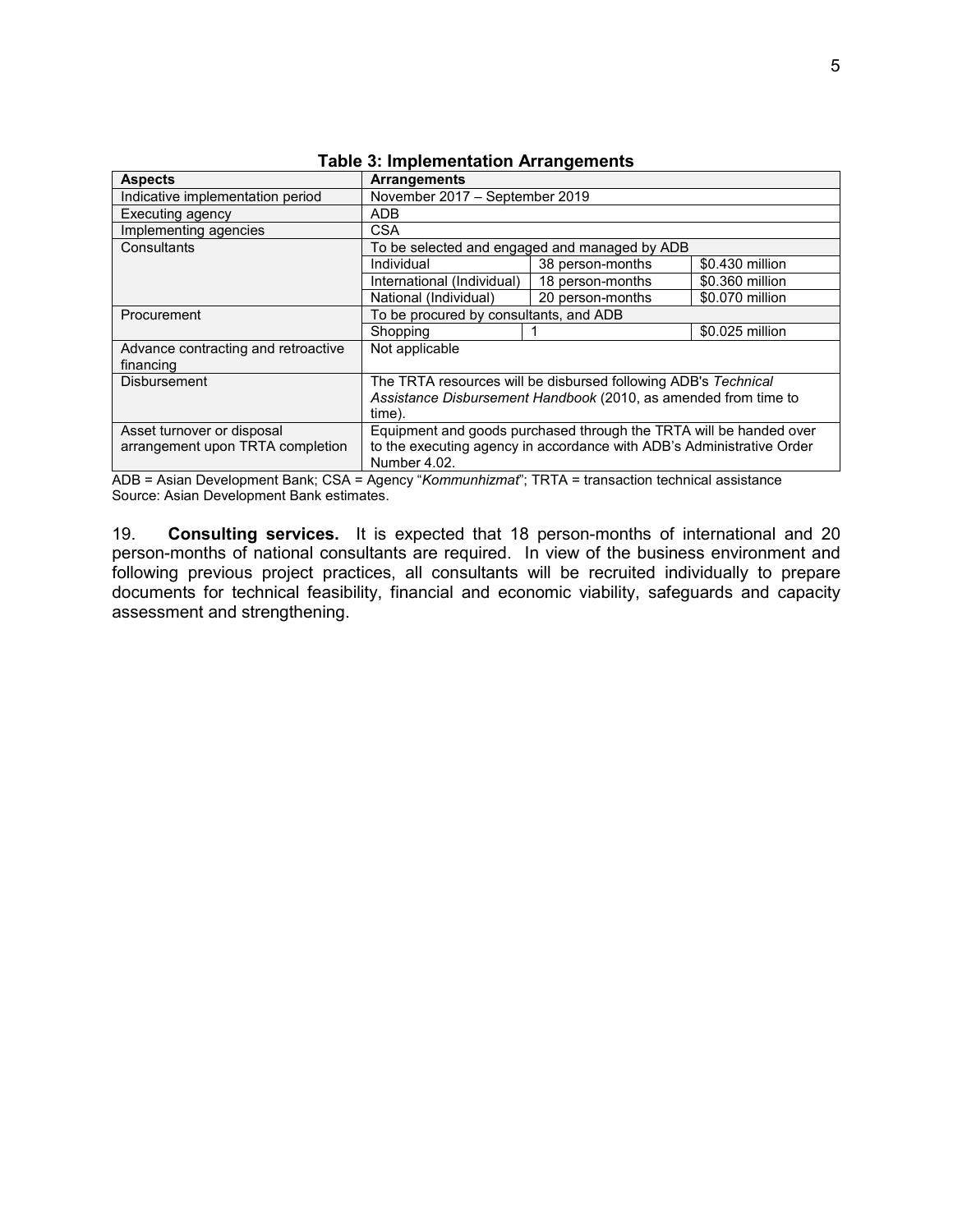**Table 3: Implementation Arrangements**

| **Aspects** | **Arrangements** | | |
|---|---|---|---|
| Indicative implementation period | November 2017 – September 2019 | | |
| Executing agency | ADB | | |
| Implementing agencies | CSA | | |
| Consultants | To be selected and engaged and managed by ADB | | |
| | Individual | 38 person-months | $0.430 million |
| | International (Individual) | 18 person-months | $0.360 million |
| | National (Individual) | 20 person-months | $0.070 million |
| Procurement | To be procured by consultants, and ADB | | |
| | Shopping | 1 | $0.025 million |
| Advance contracting and retroactive financing | Not applicable | | |
| Disbursement | The TRTA resources will be disbursed following ADB's *Technical Assistance Disbursement Handbook* (2010, as amended from time to time). | | |
| Asset turnover or disposal arrangement upon TRTA completion | Equipment and goods purchased through the TRTA will be handed over to the executing agency in accordance with ADB's Administrative Order Number 4.02. | | |

ADB = Asian Development Bank; CSA = Agency "*Kommunhizmat*"; TRTA = transaction technical assistance
Source: Asian Development Bank estimates.

19. **Consulting services.** It is expected that 18 person-months of international and 20 person-months of national consultants are required. In view of the business environment and following previous project practices, all consultants will be recruited individually to prepare documents for technical feasibility, financial and economic viability, safeguards and capacity assessment and strengthening.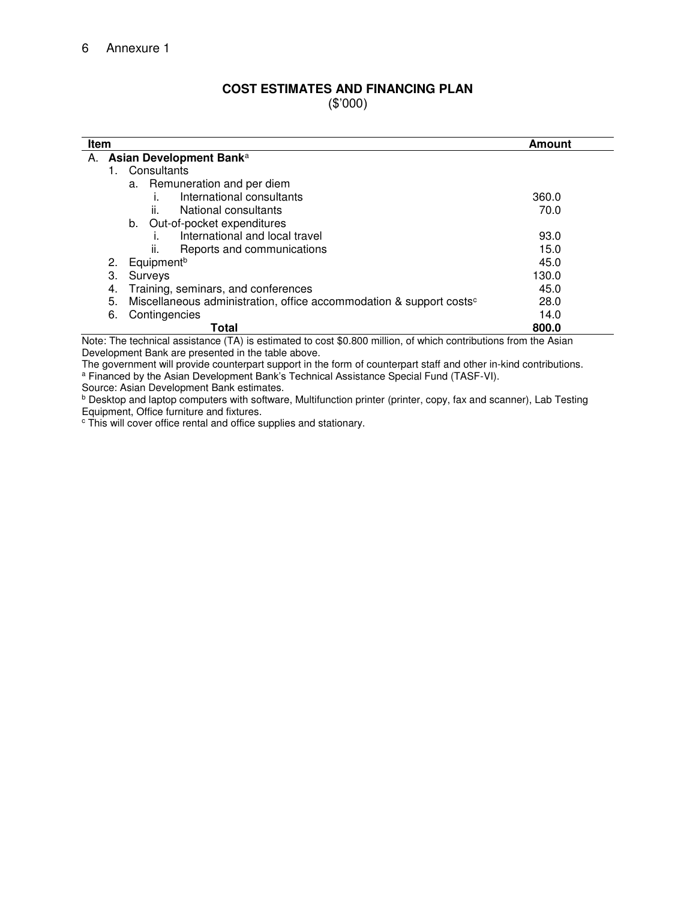## COST ESTIMATES AND FINANCING PLAN

($'000)

| Item | Amount |
| --- | --- |
| A. **Asian Development Bank**[a] | |
| 1. Consultants | |
| a. Remuneration and per diem | |
| i. International consultants | 360.0 |
| ii. National consultants | 70.0 |
| b. Out-of-pocket expenditures | |
| i. International and local travel | 93.0 |
| ii. Reports and communications | 15.0 |
| 2. Equipment[b] | 45.0 |
| 3. Surveys | 130.0 |
| 4. Training, seminars, and conferences | 45.0 |
| 5. Miscellaneous administration, office accommodation & support costs[c] | 28.0 |
| 6. Contingencies | 14.0 |
| **Total** | **800.0** |

Note: The technical assistance (TA) is estimated to cost $0.800 million, of which contributions from the Asian Development Bank are presented in the table above.

The government will provide counterpart support in the form of counterpart staff and other in-kind contributions.

[a] Financed by the Asian Development Bank's Technical Assistance Special Fund (TASF-VI).

Source: Asian Development Bank estimates.

[b] Desktop and laptop computers with software, Multifunction printer (printer, copy, fax and scanner), Lab Testing Equipment, Office furniture and fixtures.

[c] This will cover office rental and office supplies and stationary.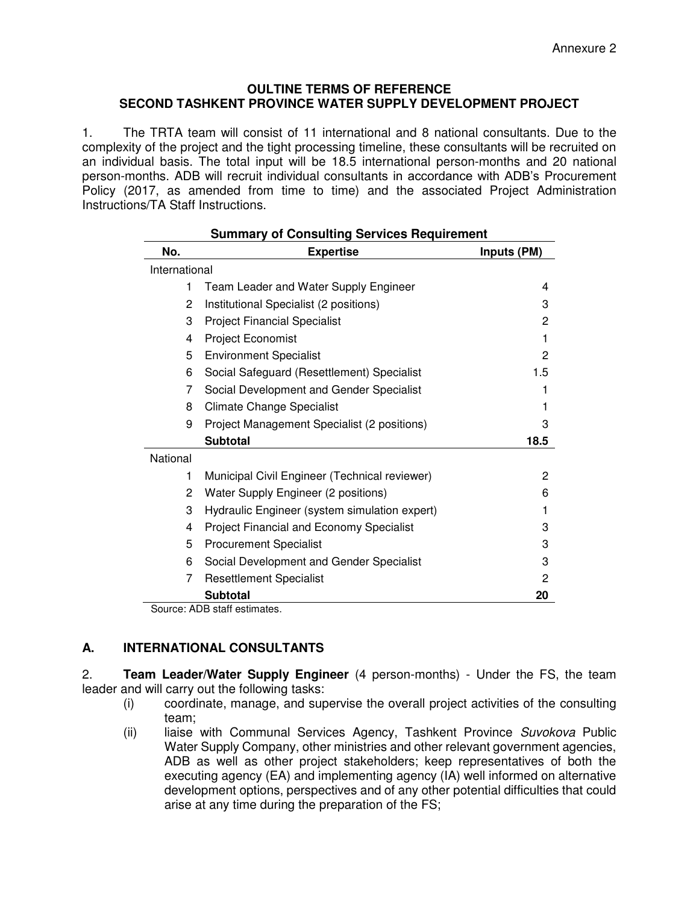Annexure 2

**OULTINE TERMS OF REFERENCE**
**SECOND TASHKENT PROVINCE WATER SUPPLY DEVELOPMENT PROJECT**

1. The TRTA team will consist of 11 international and 8 national consultants. Due to the complexity of the project and the tight processing timeline, these consultants will be recruited on an individual basis. The total input will be 18.5 international person-months and 20 national person-months. ADB will recruit individual consultants in accordance with ADB's Procurement Policy (2017, as amended from time to time) and the associated Project Administration Instructions/TA Staff Instructions.

**Summary of Consulting Services Requirement**

| No. | Expertise | Inputs (PM) |
|---|---|---|
| International | | |
| 1 | Team Leader and Water Supply Engineer | 4 |
| 2 | Institutional Specialist (2 positions) | 3 |
| 3 | Project Financial Specialist | 2 |
| 4 | Project Economist | 1 |
| 5 | Environment Specialist | 2 |
| 6 | Social Safeguard (Resettlement) Specialist | 1.5 |
| 7 | Social Development and Gender Specialist | 1 |
| 8 | Climate Change Specialist | 1 |
| 9 | Project Management Specialist (2 positions) | 3 |
| | **Subtotal** | **18.5** |
| National | | |
| 1 | Municipal Civil Engineer (Technical reviewer) | 2 |
| 2 | Water Supply Engineer (2 positions) | 6 |
| 3 | Hydraulic Engineer (system simulation expert) | 1 |
| 4 | Project Financial and Economy Specialist | 3 |
| 5 | Procurement Specialist | 3 |
| 6 | Social Development and Gender Specialist | 3 |
| 7 | Resettlement Specialist | 2 |
| | **Subtotal** | **20** |

Source: ADB staff estimates.

## A. INTERNATIONAL CONSULTANTS

2. **Team Leader/Water Supply Engineer** (4 person-months) - Under the FS, the team leader and will carry out the following tasks:

(i) coordinate, manage, and supervise the overall project activities of the consulting team;

(ii) liaise with Communal Services Agency, Tashkent Province *Suvokova* Public Water Supply Company, other ministries and other relevant government agencies, ADB as well as other project stakeholders; keep representatives of both the executing agency (EA) and implementing agency (IA) well informed on alternative development options, perspectives and of any other potential difficulties that could arise at any time during the preparation of the FS;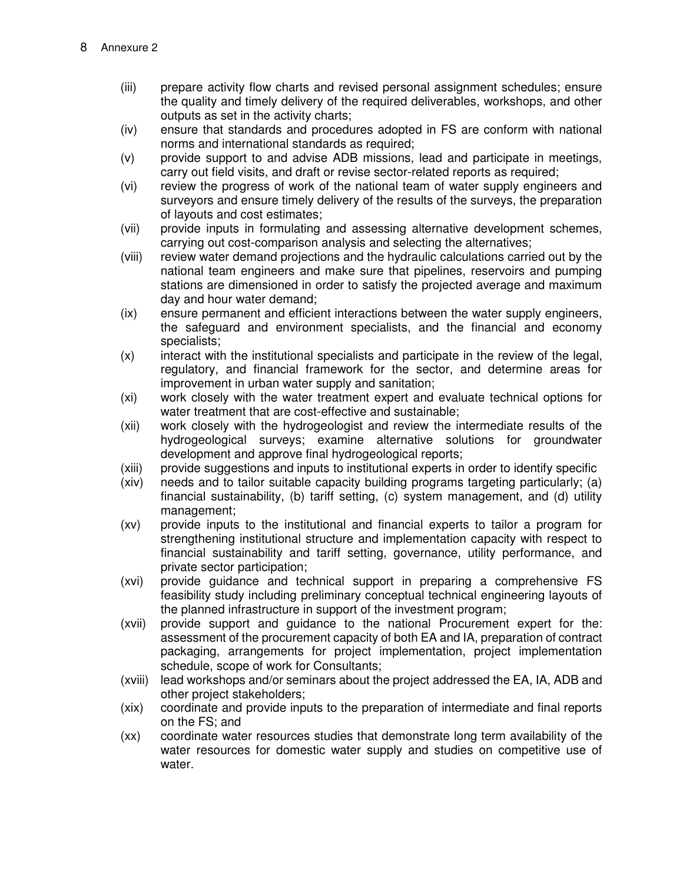(iii) prepare activity flow charts and revised personal assignment schedules; ensure the quality and timely delivery of the required deliverables, workshops, and other outputs as set in the activity charts;

(iv) ensure that standards and procedures adopted in FS are conform with national norms and international standards as required;

(v) provide support to and advise ADB missions, lead and participate in meetings, carry out field visits, and draft or revise sector-related reports as required;

(vi) review the progress of work of the national team of water supply engineers and surveyors and ensure timely delivery of the results of the surveys, the preparation of layouts and cost estimates;

(vii) provide inputs in formulating and assessing alternative development schemes, carrying out cost-comparison analysis and selecting the alternatives;

(viii) review water demand projections and the hydraulic calculations carried out by the national team engineers and make sure that pipelines, reservoirs and pumping stations are dimensioned in order to satisfy the projected average and maximum day and hour water demand;

(ix) ensure permanent and efficient interactions between the water supply engineers, the safeguard and environment specialists, and the financial and economy specialists;

(x) interact with the institutional specialists and participate in the review of the legal, regulatory, and financial framework for the sector, and determine areas for improvement in urban water supply and sanitation;

(xi) work closely with the water treatment expert and evaluate technical options for water treatment that are cost-effective and sustainable;

(xii) work closely with the hydrogeologist and review the intermediate results of the hydrogeological surveys; examine alternative solutions for groundwater development and approve final hydrogeological reports;

(xiii) provide suggestions and inputs to institutional experts in order to identify specific

(xiv) needs and to tailor suitable capacity building programs targeting particularly; (a) financial sustainability, (b) tariff setting, (c) system management, and (d) utility management;

(xv) provide inputs to the institutional and financial experts to tailor a program for strengthening institutional structure and implementation capacity with respect to financial sustainability and tariff setting, governance, utility performance, and private sector participation;

(xvi) provide guidance and technical support in preparing a comprehensive FS feasibility study including preliminary conceptual technical engineering layouts of the planned infrastructure in support of the investment program;

(xvii) provide support and guidance to the national Procurement expert for the: assessment of the procurement capacity of both EA and IA, preparation of contract packaging, arrangements for project implementation, project implementation schedule, scope of work for Consultants;

(xviii) lead workshops and/or seminars about the project addressed the EA, IA, ADB and other project stakeholders;

(xix) coordinate and provide inputs to the preparation of intermediate and final reports on the FS; and

(xx) coordinate water resources studies that demonstrate long term availability of the water resources for domestic water supply and studies on competitive use of water.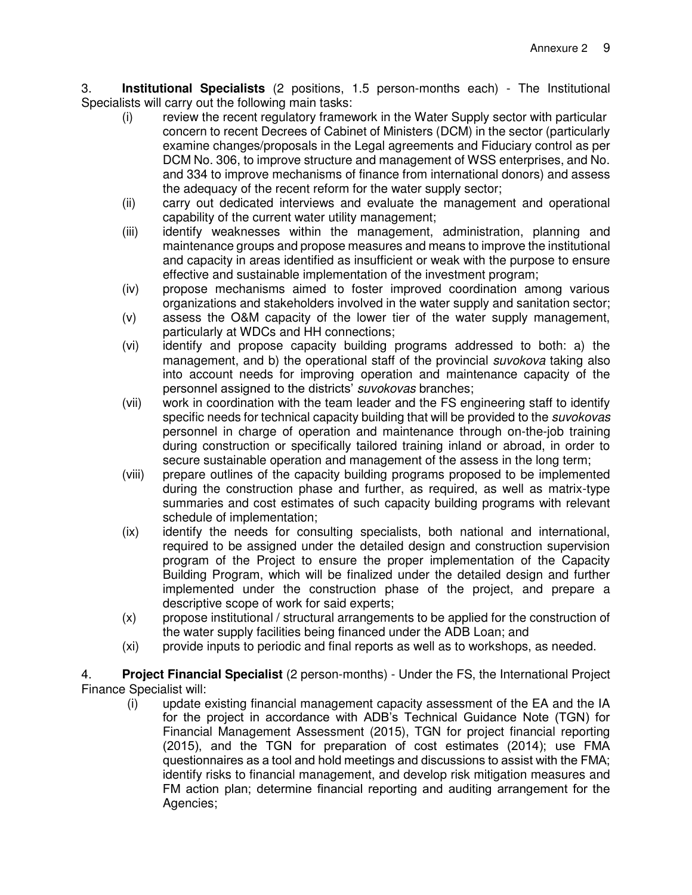3. **Institutional Specialists** (2 positions, 1.5 person-months each) - The Institutional Specialists will carry out the following main tasks:

(i) review the recent regulatory framework in the Water Supply sector with particular concern to recent Decrees of Cabinet of Ministers (DCM) in the sector (particularly examine changes/proposals in the Legal agreements and Fiduciary control as per DCM No. 306, to improve structure and management of WSS enterprises, and No. and 334 to improve mechanisms of finance from international donors) and assess the adequacy of the recent reform for the water supply sector;

(ii) carry out dedicated interviews and evaluate the management and operational capability of the current water utility management;

(iii) identify weaknesses within the management, administration, planning and maintenance groups and propose measures and means to improve the institutional and capacity in areas identified as insufficient or weak with the purpose to ensure effective and sustainable implementation of the investment program;

(iv) propose mechanisms aimed to foster improved coordination among various organizations and stakeholders involved in the water supply and sanitation sector;

(v) assess the O&M capacity of the lower tier of the water supply management, particularly at WDCs and HH connections;

(vi) identify and propose capacity building programs addressed to both: a) the management, and b) the operational staff of the provincial *suvokova* taking also into account needs for improving operation and maintenance capacity of the personnel assigned to the districts' *suvokovas* branches;

(vii) work in coordination with the team leader and the FS engineering staff to identify specific needs for technical capacity building that will be provided to the *suvokovas* personnel in charge of operation and maintenance through on-the-job training during construction or specifically tailored training inland or abroad, in order to secure sustainable operation and management of the assess in the long term;

(viii) prepare outlines of the capacity building programs proposed to be implemented during the construction phase and further, as required, as well as matrix-type summaries and cost estimates of such capacity building programs with relevant schedule of implementation;

(ix) identify the needs for consulting specialists, both national and international, required to be assigned under the detailed design and construction supervision program of the Project to ensure the proper implementation of the Capacity Building Program, which will be finalized under the detailed design and further implemented under the construction phase of the project, and prepare a descriptive scope of work for said experts;

(x) propose institutional / structural arrangements to be applied for the construction of the water supply facilities being financed under the ADB Loan; and

(xi) provide inputs to periodic and final reports as well as to workshops, as needed.

4. **Project Financial Specialist** (2 person-months) - Under the FS, the International Project Finance Specialist will:

(i) update existing financial management capacity assessment of the EA and the IA for the project in accordance with ADB's Technical Guidance Note (TGN) for Financial Management Assessment (2015), TGN for project financial reporting (2015), and the TGN for preparation of cost estimates (2014); use FMA questionnaires as a tool and hold meetings and discussions to assist with the FMA; identify risks to financial management, and develop risk mitigation measures and FM action plan; determine financial reporting and auditing arrangement for the Agencies;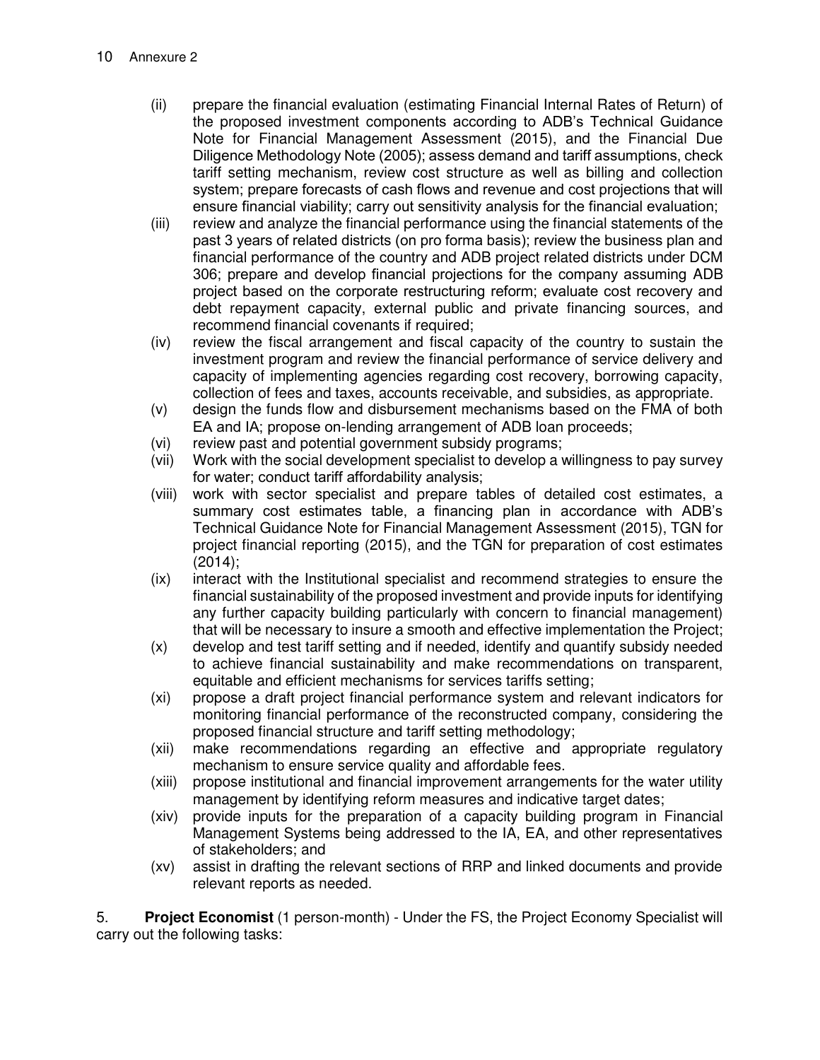(ii) prepare the financial evaluation (estimating Financial Internal Rates of Return) of the proposed investment components according to ADB's Technical Guidance Note for Financial Management Assessment (2015), and the Financial Due Diligence Methodology Note (2005); assess demand and tariff assumptions, check tariff setting mechanism, review cost structure as well as billing and collection system; prepare forecasts of cash flows and revenue and cost projections that will ensure financial viability; carry out sensitivity analysis for the financial evaluation;

(iii) review and analyze the financial performance using the financial statements of the past 3 years of related districts (on pro forma basis); review the business plan and financial performance of the country and ADB project related districts under DCM 306; prepare and develop financial projections for the company assuming ADB project based on the corporate restructuring reform; evaluate cost recovery and debt repayment capacity, external public and private financing sources, and recommend financial covenants if required;

(iv) review the fiscal arrangement and fiscal capacity of the country to sustain the investment program and review the financial performance of service delivery and capacity of implementing agencies regarding cost recovery, borrowing capacity, collection of fees and taxes, accounts receivable, and subsidies, as appropriate.

(v) design the funds flow and disbursement mechanisms based on the FMA of both EA and IA; propose on-lending arrangement of ADB loan proceeds;

(vi) review past and potential government subsidy programs;

(vii) Work with the social development specialist to develop a willingness to pay survey for water; conduct tariff affordability analysis;

(viii) work with sector specialist and prepare tables of detailed cost estimates, a summary cost estimates table, a financing plan in accordance with ADB's Technical Guidance Note for Financial Management Assessment (2015), TGN for project financial reporting (2015), and the TGN for preparation of cost estimates (2014);

(ix) interact with the Institutional specialist and recommend strategies to ensure the financial sustainability of the proposed investment and provide inputs for identifying any further capacity building particularly with concern to financial management) that will be necessary to insure a smooth and effective implementation the Project;

(x) develop and test tariff setting and if needed, identify and quantify subsidy needed to achieve financial sustainability and make recommendations on transparent, equitable and efficient mechanisms for services tariffs setting;

(xi) propose a draft project financial performance system and relevant indicators for monitoring financial performance of the reconstructed company, considering the proposed financial structure and tariff setting methodology;

(xii) make recommendations regarding an effective and appropriate regulatory mechanism to ensure service quality and affordable fees.

(xiii) propose institutional and financial improvement arrangements for the water utility management by identifying reform measures and indicative target dates;

(xiv) provide inputs for the preparation of a capacity building program in Financial Management Systems being addressed to the IA, EA, and other representatives of stakeholders; and

(xv) assist in drafting the relevant sections of RRP and linked documents and provide relevant reports as needed.

5. **Project Economist** (1 person-month) - Under the FS, the Project Economy Specialist will carry out the following tasks: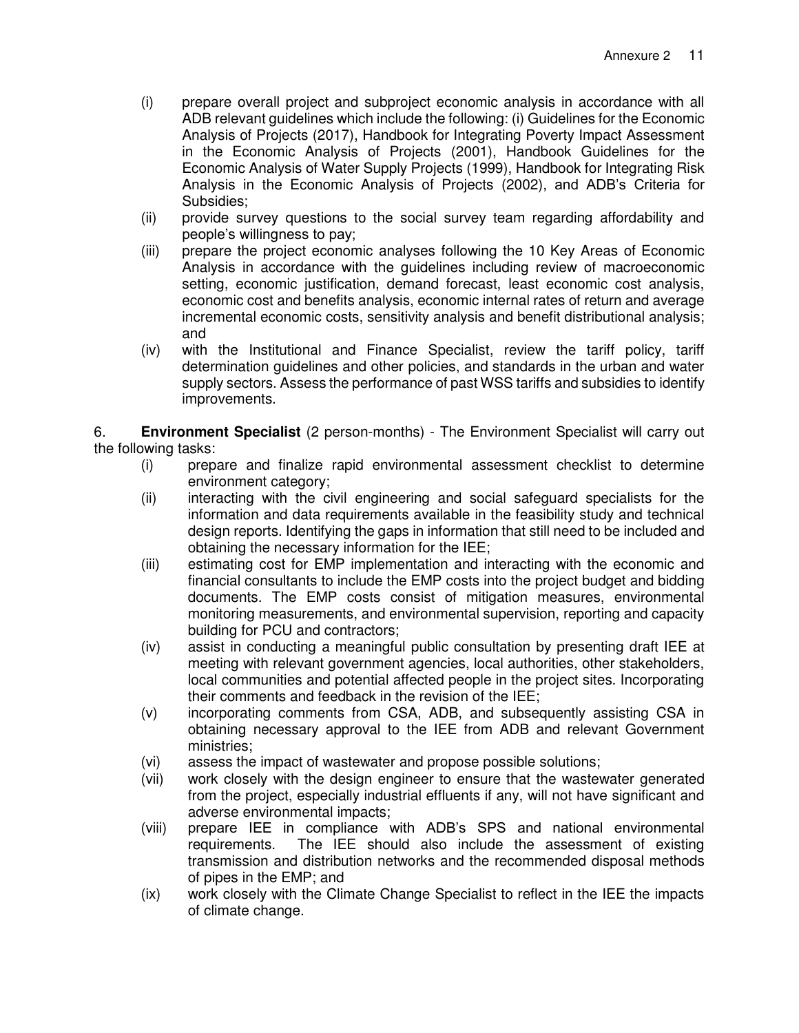(i) prepare overall project and subproject economic analysis in accordance with all ADB relevant guidelines which include the following: (i) Guidelines for the Economic Analysis of Projects (2017), Handbook for Integrating Poverty Impact Assessment in the Economic Analysis of Projects (2001), Handbook Guidelines for the Economic Analysis of Water Supply Projects (1999), Handbook for Integrating Risk Analysis in the Economic Analysis of Projects (2002), and ADB's Criteria for Subsidies;

(ii) provide survey questions to the social survey team regarding affordability and people's willingness to pay;

(iii) prepare the project economic analyses following the 10 Key Areas of Economic Analysis in accordance with the guidelines including review of macroeconomic setting, economic justification, demand forecast, least economic cost analysis, economic cost and benefits analysis, economic internal rates of return and average incremental economic costs, sensitivity analysis and benefit distributional analysis; and

(iv) with the Institutional and Finance Specialist, review the tariff policy, tariff determination guidelines and other policies, and standards in the urban and water supply sectors. Assess the performance of past WSS tariffs and subsidies to identify improvements.

6. **Environment Specialist** (2 person-months) - The Environment Specialist will carry out the following tasks:

(i) prepare and finalize rapid environmental assessment checklist to determine environment category;

(ii) interacting with the civil engineering and social safeguard specialists for the information and data requirements available in the feasibility study and technical design reports. Identifying the gaps in information that still need to be included and obtaining the necessary information for the IEE;

(iii) estimating cost for EMP implementation and interacting with the economic and financial consultants to include the EMP costs into the project budget and bidding documents. The EMP costs consist of mitigation measures, environmental monitoring measurements, and environmental supervision, reporting and capacity building for PCU and contractors;

(iv) assist in conducting a meaningful public consultation by presenting draft IEE at meeting with relevant government agencies, local authorities, other stakeholders, local communities and potential affected people in the project sites. Incorporating their comments and feedback in the revision of the IEE;

(v) incorporating comments from CSA, ADB, and subsequently assisting CSA in obtaining necessary approval to the IEE from ADB and relevant Government ministries;

(vi) assess the impact of wastewater and propose possible solutions;

(vii) work closely with the design engineer to ensure that the wastewater generated from the project, especially industrial effluents if any, will not have significant and adverse environmental impacts;

(viii) prepare IEE in compliance with ADB's SPS and national environmental requirements. The IEE should also include the assessment of existing transmission and distribution networks and the recommended disposal methods of pipes in the EMP; and

(ix) work closely with the Climate Change Specialist to reflect in the IEE the impacts of climate change.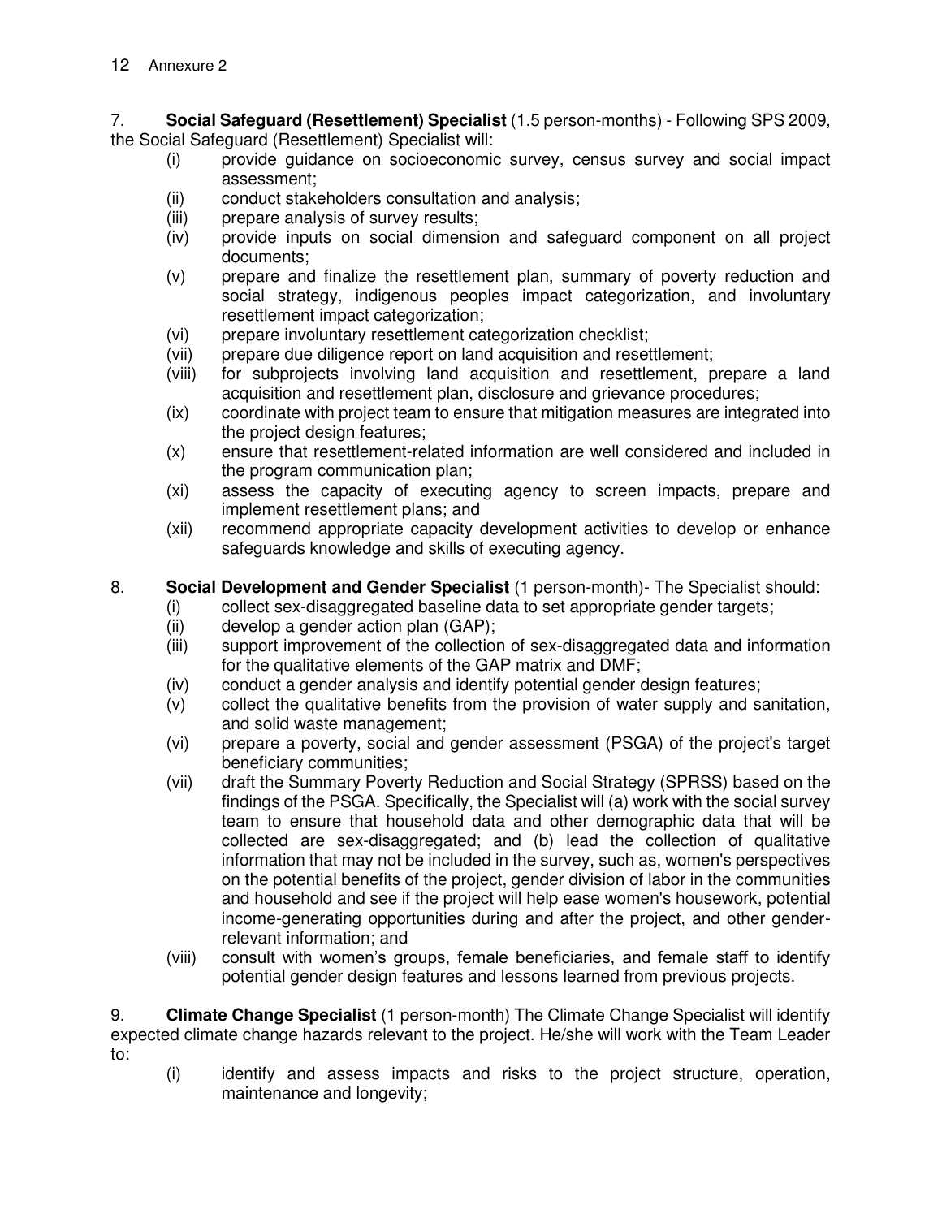7. **Social Safeguard (Resettlement) Specialist** (1.5 person-months) - Following SPS 2009, the Social Safeguard (Resettlement) Specialist will:

(i) provide guidance on socioeconomic survey, census survey and social impact assessment;
(ii) conduct stakeholders consultation and analysis;
(iii) prepare analysis of survey results;
(iv) provide inputs on social dimension and safeguard component on all project documents;
(v) prepare and finalize the resettlement plan, summary of poverty reduction and social strategy, indigenous peoples impact categorization, and involuntary resettlement impact categorization;
(vi) prepare involuntary resettlement categorization checklist;
(vii) prepare due diligence report on land acquisition and resettlement;
(viii) for subprojects involving land acquisition and resettlement, prepare a land acquisition and resettlement plan, disclosure and grievance procedures;
(ix) coordinate with project team to ensure that mitigation measures are integrated into the project design features;
(x) ensure that resettlement-related information are well considered and included in the program communication plan;
(xi) assess the capacity of executing agency to screen impacts, prepare and implement resettlement plans; and
(xii) recommend appropriate capacity development activities to develop or enhance safeguards knowledge and skills of executing agency.

8. **Social Development and Gender Specialist** (1 person-month)- The Specialist should:

(i) collect sex-disaggregated baseline data to set appropriate gender targets;
(ii) develop a gender action plan (GAP);
(iii) support improvement of the collection of sex-disaggregated data and information for the qualitative elements of the GAP matrix and DMF;
(iv) conduct a gender analysis and identify potential gender design features;
(v) collect the qualitative benefits from the provision of water supply and sanitation, and solid waste management;
(vi) prepare a poverty, social and gender assessment (PSGA) of the project's target beneficiary communities;
(vii) draft the Summary Poverty Reduction and Social Strategy (SPRSS) based on the findings of the PSGA. Specifically, the Specialist will (a) work with the social survey team to ensure that household data and other demographic data that will be collected are sex-disaggregated; and (b) lead the collection of qualitative information that may not be included in the survey, such as, women's perspectives on the potential benefits of the project, gender division of labor in the communities and household and see if the project will help ease women's housework, potential income-generating opportunities during and after the project, and other gender-relevant information; and
(viii) consult with women's groups, female beneficiaries, and female staff to identify potential gender design features and lessons learned from previous projects.

9. **Climate Change Specialist** (1 person-month) The Climate Change Specialist will identify expected climate change hazards relevant to the project. He/she will work with the Team Leader to:

(i) identify and assess impacts and risks to the project structure, operation, maintenance and longevity;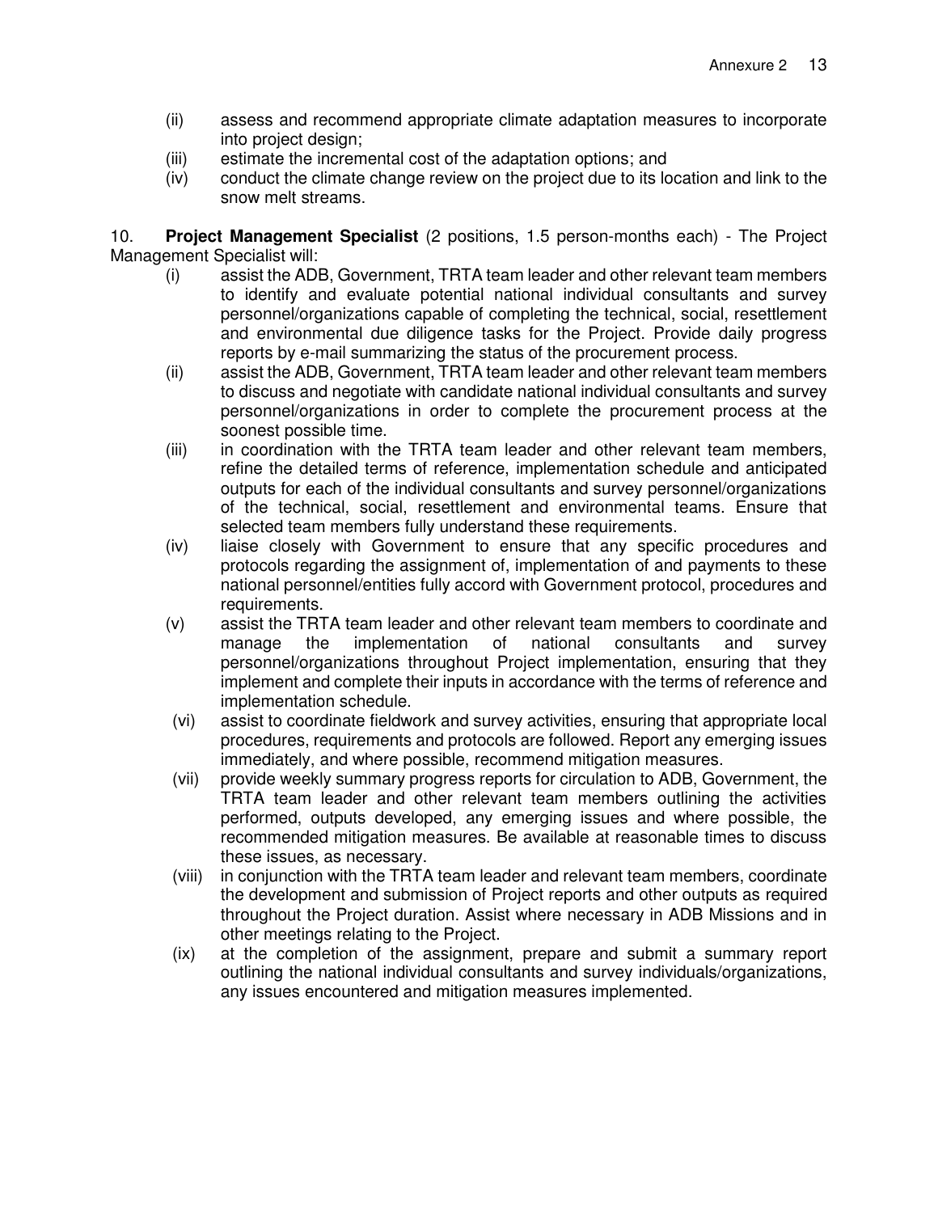(ii) assess and recommend appropriate climate adaptation measures to incorporate into project design;
(iii) estimate the incremental cost of the adaptation options; and
(iv) conduct the climate change review on the project due to its location and link to the snow melt streams.

10. **Project Management Specialist** (2 positions, 1.5 person-months each) - The Project Management Specialist will:

(i) assist the ADB, Government, TRTA team leader and other relevant team members to identify and evaluate potential national individual consultants and survey personnel/organizations capable of completing the technical, social, resettlement and environmental due diligence tasks for the Project. Provide daily progress reports by e-mail summarizing the status of the procurement process.
(ii) assist the ADB, Government, TRTA team leader and other relevant team members to discuss and negotiate with candidate national individual consultants and survey personnel/organizations in order to complete the procurement process at the soonest possible time.
(iii) in coordination with the TRTA team leader and other relevant team members, refine the detailed terms of reference, implementation schedule and anticipated outputs for each of the individual consultants and survey personnel/organizations of the technical, social, resettlement and environmental teams. Ensure that selected team members fully understand these requirements.
(iv) liaise closely with Government to ensure that any specific procedures and protocols regarding the assignment of, implementation of and payments to these national personnel/entities fully accord with Government protocol, procedures and requirements.
(v) assist the TRTA team leader and other relevant team members to coordinate and manage the implementation of national consultants and survey personnel/organizations throughout Project implementation, ensuring that they implement and complete their inputs in accordance with the terms of reference and implementation schedule.
(vi) assist to coordinate fieldwork and survey activities, ensuring that appropriate local procedures, requirements and protocols are followed. Report any emerging issues immediately, and where possible, recommend mitigation measures.
(vii) provide weekly summary progress reports for circulation to ADB, Government, the TRTA team leader and other relevant team members outlining the activities performed, outputs developed, any emerging issues and where possible, the recommended mitigation measures. Be available at reasonable times to discuss these issues, as necessary.
(viii) in conjunction with the TRTA team leader and relevant team members, coordinate the development and submission of Project reports and other outputs as required throughout the Project duration. Assist where necessary in ADB Missions and in other meetings relating to the Project.
(ix) at the completion of the assignment, prepare and submit a summary report outlining the national individual consultants and survey individuals/organizations, any issues encountered and mitigation measures implemented.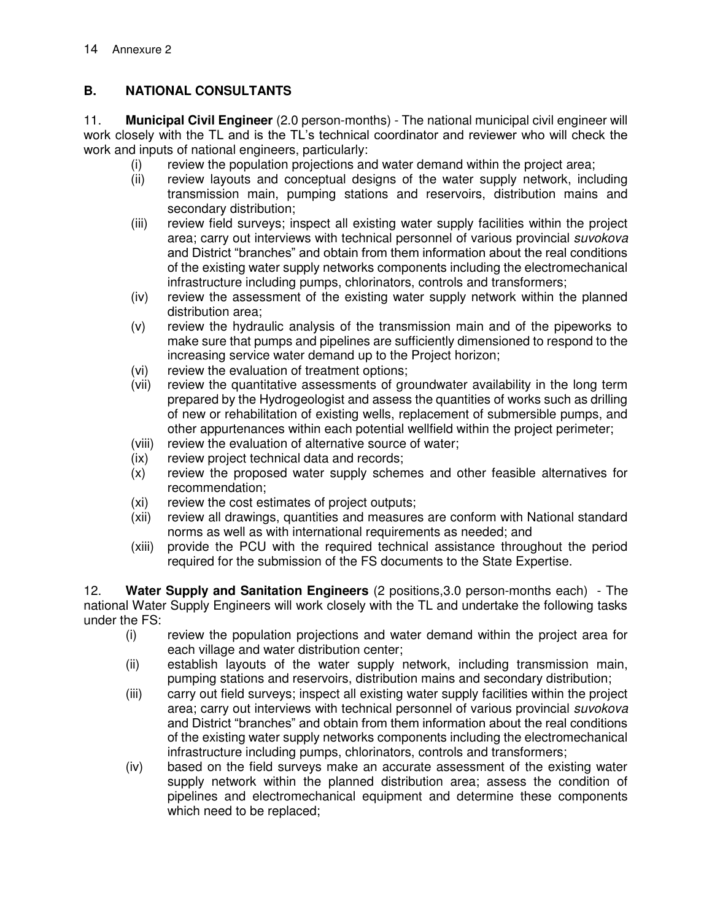## B. NATIONAL CONSULTANTS

11. **Municipal Civil Engineer** (2.0 person-months) - The national municipal civil engineer will work closely with the TL and is the TL's technical coordinator and reviewer who will check the work and inputs of national engineers, particularly:

- (i) review the population projections and water demand within the project area;
- (ii) review layouts and conceptual designs of the water supply network, including transmission main, pumping stations and reservoirs, distribution mains and secondary distribution;
- (iii) review field surveys; inspect all existing water supply facilities within the project area; carry out interviews with technical personnel of various provincial *suvokova* and District "branches" and obtain from them information about the real conditions of the existing water supply networks components including the electromechanical infrastructure including pumps, chlorinators, controls and transformers;
- (iv) review the assessment of the existing water supply network within the planned distribution area;
- (v) review the hydraulic analysis of the transmission main and of the pipeworks to make sure that pumps and pipelines are sufficiently dimensioned to respond to the increasing service water demand up to the Project horizon;
- (vi) review the evaluation of treatment options;
- (vii) review the quantitative assessments of groundwater availability in the long term prepared by the Hydrogeologist and assess the quantities of works such as drilling of new or rehabilitation of existing wells, replacement of submersible pumps, and other appurtenances within each potential wellfield within the project perimeter;
- (viii) review the evaluation of alternative source of water;
- (ix) review project technical data and records;
- (x) review the proposed water supply schemes and other feasible alternatives for recommendation;
- (xi) review the cost estimates of project outputs;
- (xii) review all drawings, quantities and measures are conform with National standard norms as well as with international requirements as needed; and
- (xiii) provide the PCU with the required technical assistance throughout the period required for the submission of the FS documents to the State Expertise.

12. **Water Supply and Sanitation Engineers** (2 positions,3.0 person-months each) - The national Water Supply Engineers will work closely with the TL and undertake the following tasks under the FS:

- (i) review the population projections and water demand within the project area for each village and water distribution center;
- (ii) establish layouts of the water supply network, including transmission main, pumping stations and reservoirs, distribution mains and secondary distribution;
- (iii) carry out field surveys; inspect all existing water supply facilities within the project area; carry out interviews with technical personnel of various provincial *suvokova* and District "branches" and obtain from them information about the real conditions of the existing water supply networks components including the electromechanical infrastructure including pumps, chlorinators, controls and transformers;
- (iv) based on the field surveys make an accurate assessment of the existing water supply network within the planned distribution area; assess the condition of pipelines and electromechanical equipment and determine these components which need to be replaced;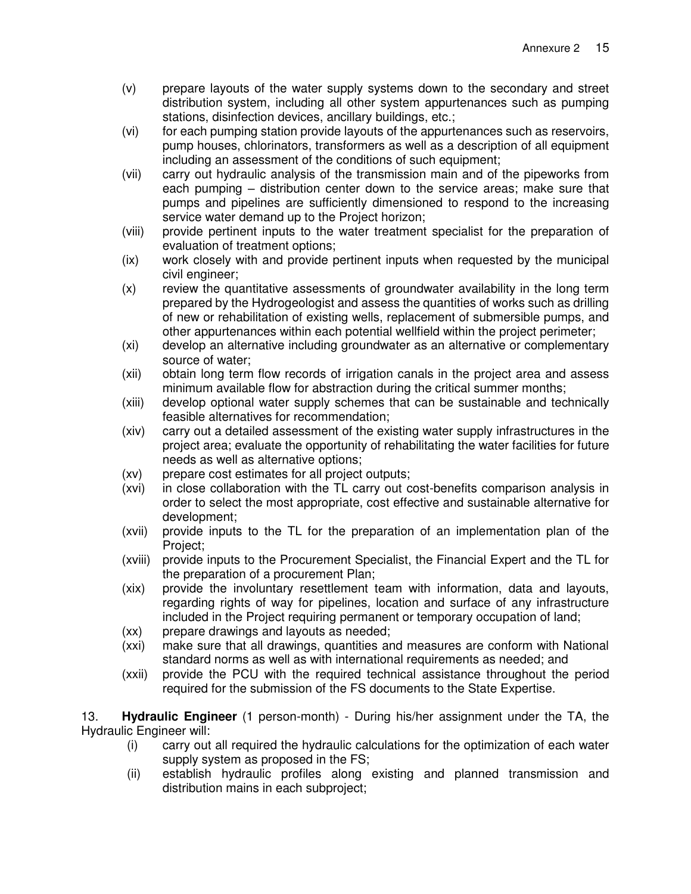(v) prepare layouts of the water supply systems down to the secondary and street distribution system, including all other system appurtenances such as pumping stations, disinfection devices, ancillary buildings, etc.;

(vi) for each pumping station provide layouts of the appurtenances such as reservoirs, pump houses, chlorinators, transformers as well as a description of all equipment including an assessment of the conditions of such equipment;

(vii) carry out hydraulic analysis of the transmission main and of the pipeworks from each pumping – distribution center down to the service areas; make sure that pumps and pipelines are sufficiently dimensioned to respond to the increasing service water demand up to the Project horizon;

(viii) provide pertinent inputs to the water treatment specialist for the preparation of evaluation of treatment options;

(ix) work closely with and provide pertinent inputs when requested by the municipal civil engineer;

(x) review the quantitative assessments of groundwater availability in the long term prepared by the Hydrogeologist and assess the quantities of works such as drilling of new or rehabilitation of existing wells, replacement of submersible pumps, and other appurtenances within each potential wellfield within the project perimeter;

(xi) develop an alternative including groundwater as an alternative or complementary source of water;

(xii) obtain long term flow records of irrigation canals in the project area and assess minimum available flow for abstraction during the critical summer months;

(xiii) develop optional water supply schemes that can be sustainable and technically feasible alternatives for recommendation;

(xiv) carry out a detailed assessment of the existing water supply infrastructures in the project area; evaluate the opportunity of rehabilitating the water facilities for future needs as well as alternative options;

(xv) prepare cost estimates for all project outputs;

(xvi) in close collaboration with the TL carry out cost-benefits comparison analysis in order to select the most appropriate, cost effective and sustainable alternative for development;

(xvii) provide inputs to the TL for the preparation of an implementation plan of the Project;

(xviii) provide inputs to the Procurement Specialist, the Financial Expert and the TL for the preparation of a procurement Plan;

(xix) provide the involuntary resettlement team with information, data and layouts, regarding rights of way for pipelines, location and surface of any infrastructure included in the Project requiring permanent or temporary occupation of land;

(xx) prepare drawings and layouts as needed;

(xxi) make sure that all drawings, quantities and measures are conform with National standard norms as well as with international requirements as needed; and

(xxii) provide the PCU with the required technical assistance throughout the period required for the submission of the FS documents to the State Expertise.

13. **Hydraulic Engineer** (1 person-month) - During his/her assignment under the TA, the Hydraulic Engineer will:

(i) carry out all required the hydraulic calculations for the optimization of each water supply system as proposed in the FS;

(ii) establish hydraulic profiles along existing and planned transmission and distribution mains in each subproject;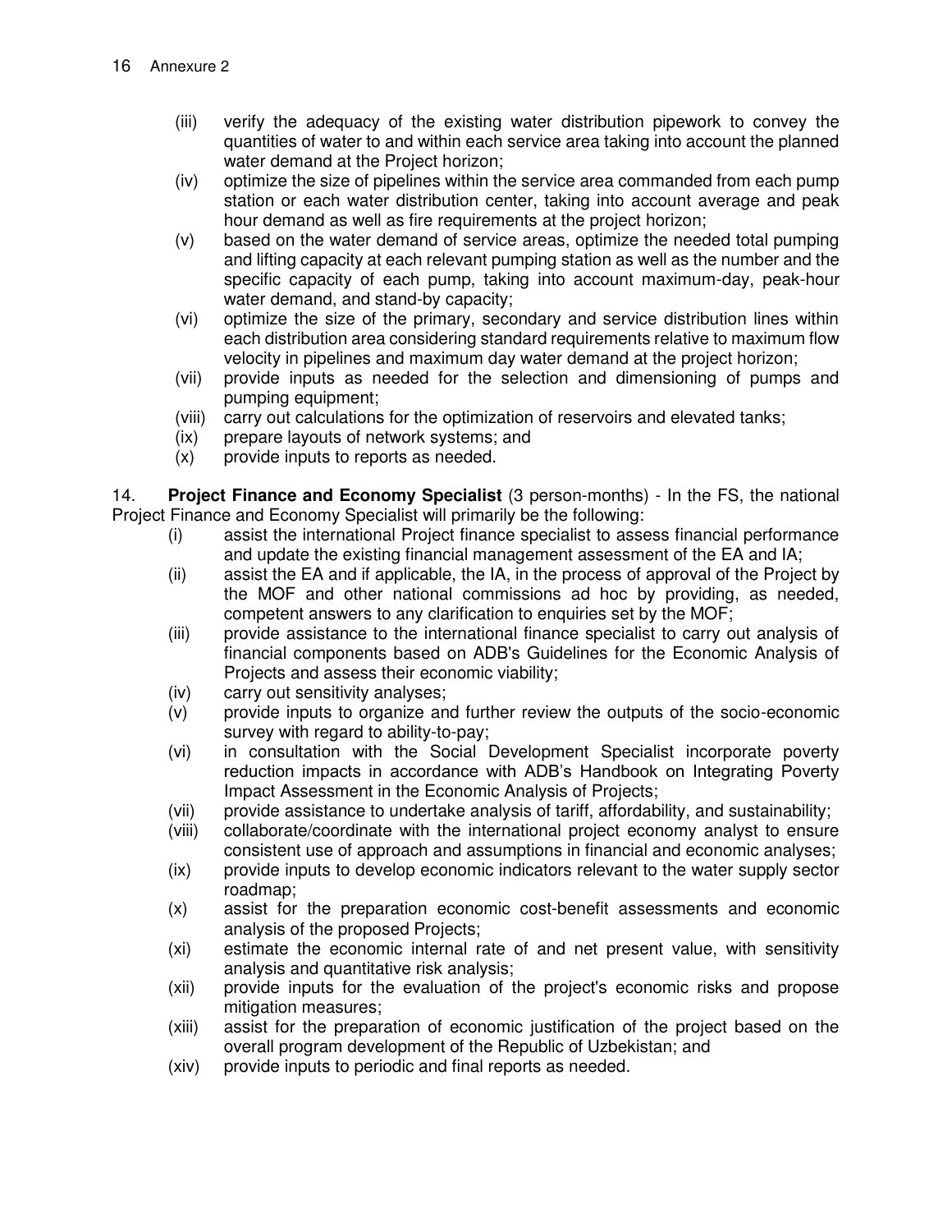(iii) verify the adequacy of the existing water distribution pipework to convey the quantities of water to and within each service area taking into account the planned water demand at the Project horizon;

(iv) optimize the size of pipelines within the service area commanded from each pump station or each water distribution center, taking into account average and peak hour demand as well as fire requirements at the project horizon;

(v) based on the water demand of service areas, optimize the needed total pumping and lifting capacity at each relevant pumping station as well as the number and the specific capacity of each pump, taking into account maximum-day, peak-hour water demand, and stand-by capacity;

(vi) optimize the size of the primary, secondary and service distribution lines within each distribution area considering standard requirements relative to maximum flow velocity in pipelines and maximum day water demand at the project horizon;

(vii) provide inputs as needed for the selection and dimensioning of pumps and pumping equipment;

(viii) carry out calculations for the optimization of reservoirs and elevated tanks;

(ix) prepare layouts of network systems; and

(x) provide inputs to reports as needed.

14. **Project Finance and Economy Specialist** (3 person-months) - In the FS, the national Project Finance and Economy Specialist will primarily be the following:

(i) assist the international Project finance specialist to assess financial performance and update the existing financial management assessment of the EA and IA;

(ii) assist the EA and if applicable, the IA, in the process of approval of the Project by the MOF and other national commissions ad hoc by providing, as needed, competent answers to any clarification to enquiries set by the MOF;

(iii) provide assistance to the international finance specialist to carry out analysis of financial components based on ADB's Guidelines for the Economic Analysis of Projects and assess their economic viability;

(iv) carry out sensitivity analyses;

(v) provide inputs to organize and further review the outputs of the socio-economic survey with regard to ability-to-pay;

(vi) in consultation with the Social Development Specialist incorporate poverty reduction impacts in accordance with ADB's Handbook on Integrating Poverty Impact Assessment in the Economic Analysis of Projects;

(vii) provide assistance to undertake analysis of tariff, affordability, and sustainability;

(viii) collaborate/coordinate with the international project economy analyst to ensure consistent use of approach and assumptions in financial and economic analyses;

(ix) provide inputs to develop economic indicators relevant to the water supply sector roadmap;

(x) assist for the preparation economic cost-benefit assessments and economic analysis of the proposed Projects;

(xi) estimate the economic internal rate of and net present value, with sensitivity analysis and quantitative risk analysis;

(xii) provide inputs for the evaluation of the project's economic risks and propose mitigation measures;

(xiii) assist for the preparation of economic justification of the project based on the overall program development of the Republic of Uzbekistan; and

(xiv) provide inputs to periodic and final reports as needed.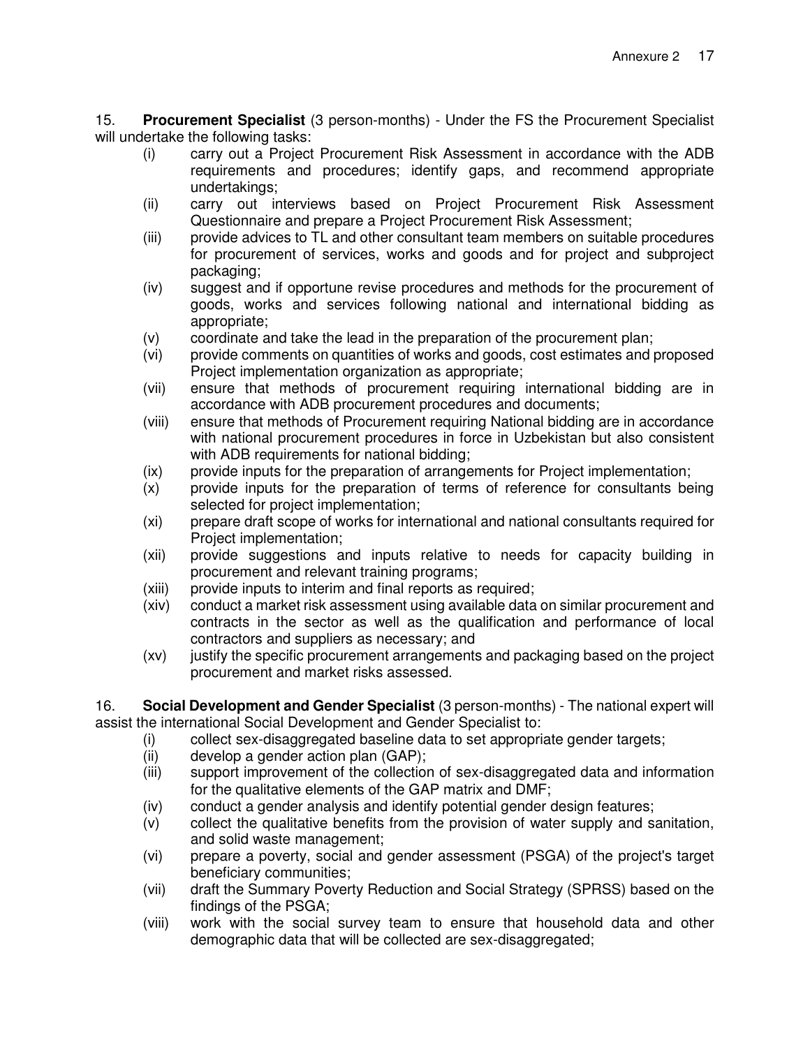15. **Procurement Specialist** (3 person-months) - Under the FS the Procurement Specialist will undertake the following tasks:

(i) carry out a Project Procurement Risk Assessment in accordance with the ADB requirements and procedures; identify gaps, and recommend appropriate undertakings;

(ii) carry out interviews based on Project Procurement Risk Assessment Questionnaire and prepare a Project Procurement Risk Assessment;

(iii) provide advices to TL and other consultant team members on suitable procedures for procurement of services, works and goods and for project and subproject packaging;

(iv) suggest and if opportune revise procedures and methods for the procurement of goods, works and services following national and international bidding as appropriate;

(v) coordinate and take the lead in the preparation of the procurement plan;

(vi) provide comments on quantities of works and goods, cost estimates and proposed Project implementation organization as appropriate;

(vii) ensure that methods of procurement requiring international bidding are in accordance with ADB procurement procedures and documents;

(viii) ensure that methods of Procurement requiring National bidding are in accordance with national procurement procedures in force in Uzbekistan but also consistent with ADB requirements for national bidding;

(ix) provide inputs for the preparation of arrangements for Project implementation;

(x) provide inputs for the preparation of terms of reference for consultants being selected for project implementation;

(xi) prepare draft scope of works for international and national consultants required for Project implementation;

(xii) provide suggestions and inputs relative to needs for capacity building in procurement and relevant training programs;

(xiii) provide inputs to interim and final reports as required;

(xiv) conduct a market risk assessment using available data on similar procurement and contracts in the sector as well as the qualification and performance of local contractors and suppliers as necessary; and

(xv) justify the specific procurement arrangements and packaging based on the project procurement and market risks assessed.

16. **Social Development and Gender Specialist** (3 person-months) - The national expert will assist the international Social Development and Gender Specialist to:

(i) collect sex-disaggregated baseline data to set appropriate gender targets;

(ii) develop a gender action plan (GAP);

(iii) support improvement of the collection of sex-disaggregated data and information for the qualitative elements of the GAP matrix and DMF;

(iv) conduct a gender analysis and identify potential gender design features;

(v) collect the qualitative benefits from the provision of water supply and sanitation, and solid waste management;

(vi) prepare a poverty, social and gender assessment (PSGA) of the project's target beneficiary communities;

(vii) draft the Summary Poverty Reduction and Social Strategy (SPRSS) based on the findings of the PSGA;

(viii) work with the social survey team to ensure that household data and other demographic data that will be collected are sex-disaggregated;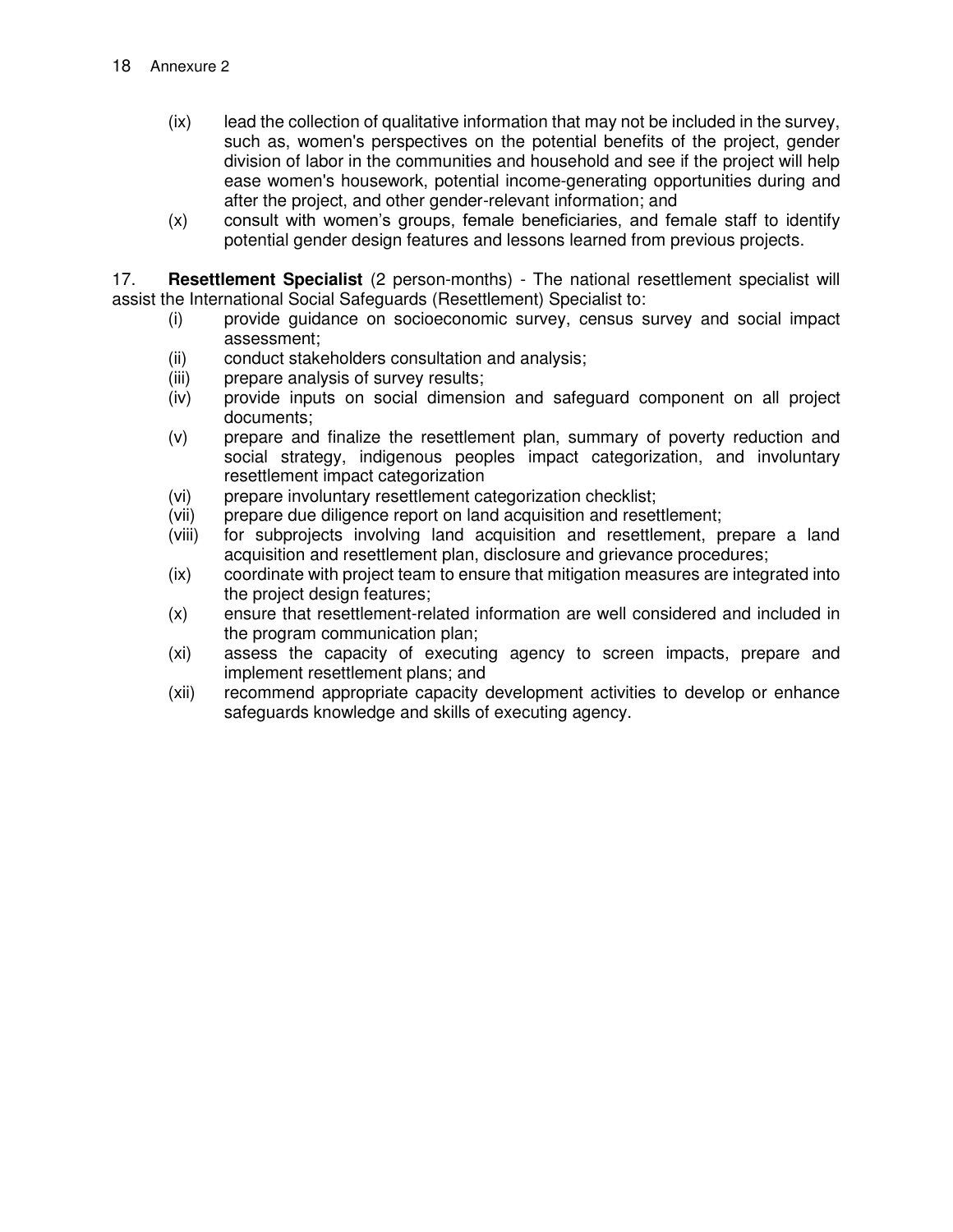(ix) lead the collection of qualitative information that may not be included in the survey, such as, women's perspectives on the potential benefits of the project, gender division of labor in the communities and household and see if the project will help ease women's housework, potential income-generating opportunities during and after the project, and other gender-relevant information; and

(x) consult with women's groups, female beneficiaries, and female staff to identify potential gender design features and lessons learned from previous projects.

17. **Resettlement Specialist** (2 person-months) - The national resettlement specialist will assist the International Social Safeguards (Resettlement) Specialist to:

(i) provide guidance on socioeconomic survey, census survey and social impact assessment;

(ii) conduct stakeholders consultation and analysis;

(iii) prepare analysis of survey results;

(iv) provide inputs on social dimension and safeguard component on all project documents;

(v) prepare and finalize the resettlement plan, summary of poverty reduction and social strategy, indigenous peoples impact categorization, and involuntary resettlement impact categorization

(vi) prepare involuntary resettlement categorization checklist;

(vii) prepare due diligence report on land acquisition and resettlement;

(viii) for subprojects involving land acquisition and resettlement, prepare a land acquisition and resettlement plan, disclosure and grievance procedures;

(ix) coordinate with project team to ensure that mitigation measures are integrated into the project design features;

(x) ensure that resettlement-related information are well considered and included in the program communication plan;

(xi) assess the capacity of executing agency to screen impacts, prepare and implement resettlement plans; and

(xii) recommend appropriate capacity development activities to develop or enhance safeguards knowledge and skills of executing agency.